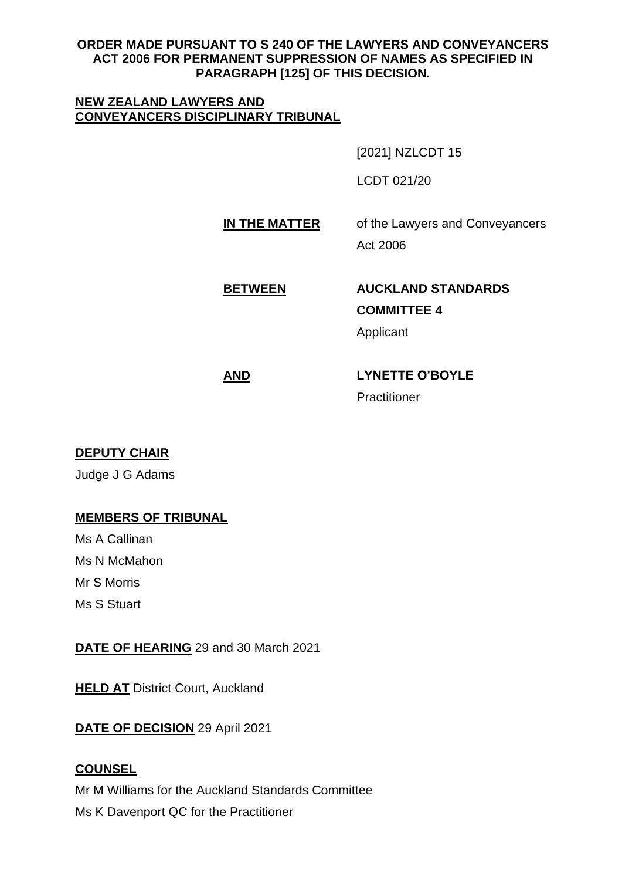**ORDER MADE PURSUANT TO S 240 OF THE LAWYERS AND CONVEYANCERS ACT 2006 FOR PERMANENT SUPPRESSION OF NAMES AS SPECIFIED IN PARAGRAPH [125] OF THIS DECISION.**

**NEW ZEALAND LAWYERS AND CONVEYANCERS DISCIPLINARY TRIBUNAL**

[2021] NZLCDT 15

LCDT 021/20

**IN THE MATTER** of the Lawyers and Conveyancers Act 2006

**BETWEEN** **AUCKLAND STANDARDS COMMITTEE 4**
Applicant

**AND** **LYNETTE O'BOYLE**
Practitioner

**DEPUTY CHAIR**

Judge J G Adams

**MEMBERS OF TRIBUNAL**

Ms A Callinan

Ms N McMahon

Mr S Morris

Ms S Stuart

**DATE OF HEARING** 29 and 30 March 2021

**HELD AT** District Court, Auckland

**DATE OF DECISION** 29 April 2021

**COUNSEL**

Mr M Williams for the Auckland Standards Committee

Ms K Davenport QC for the Practitioner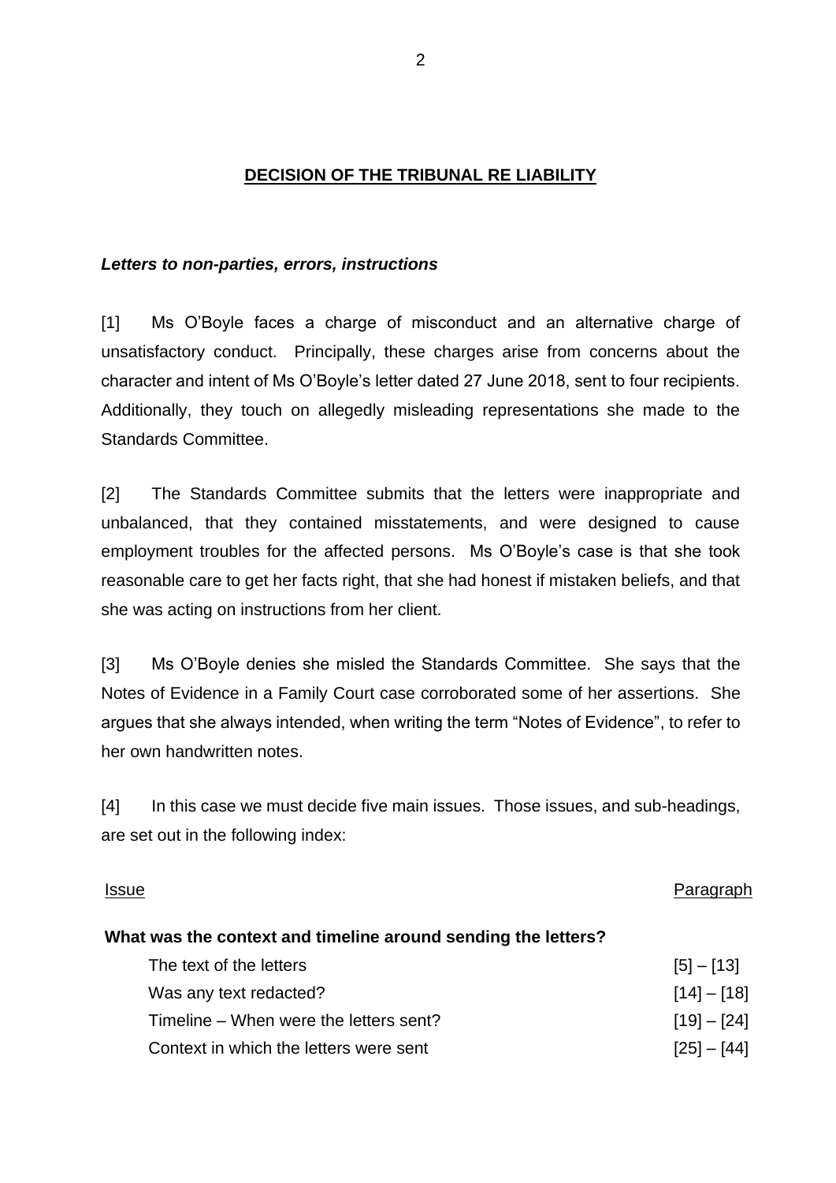## DECISION OF THE TRIBUNAL RE LIABILITY

### *Letters to non-parties, errors, instructions*

[1] Ms O'Boyle faces a charge of misconduct and an alternative charge of unsatisfactory conduct. Principally, these charges arise from concerns about the character and intent of Ms O'Boyle's letter dated 27 June 2018, sent to four recipients. Additionally, they touch on allegedly misleading representations she made to the Standards Committee.

[2] The Standards Committee submits that the letters were inappropriate and unbalanced, that they contained misstatements, and were designed to cause employment troubles for the affected persons. Ms O'Boyle's case is that she took reasonable care to get her facts right, that she had honest if mistaken beliefs, and that she was acting on instructions from her client.

[3] Ms O'Boyle denies she misled the Standards Committee. She says that the Notes of Evidence in a Family Court case corroborated some of her assertions. She argues that she always intended, when writing the term "Notes of Evidence", to refer to her own handwritten notes.

[4] In this case we must decide five main issues. Those issues, and sub-headings, are set out in the following index:

| Issue | Paragraph |
|---|---|
| **What was the context and timeline around sending the letters?** | |
| The text of the letters | [5] – [13] |
| Was any text redacted? | [14] – [18] |
| Timeline – When were the letters sent? | [19] – [24] |
| Context in which the letters were sent | [25] – [44] |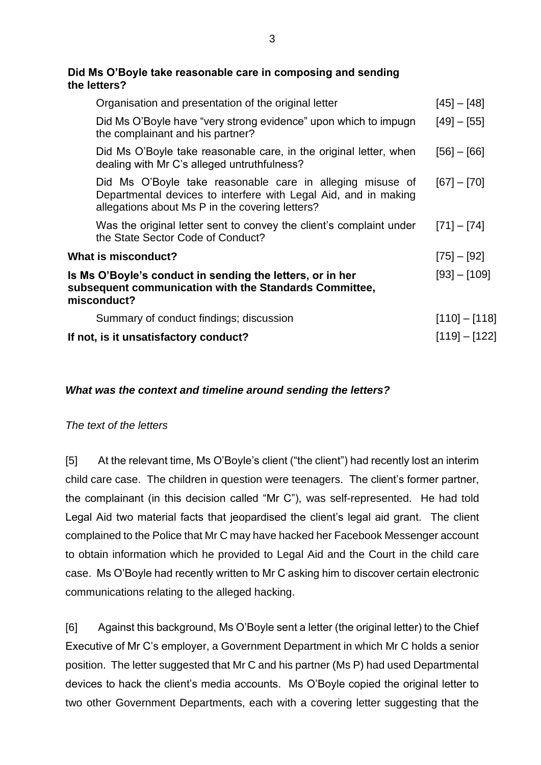**Did Ms O'Boyle take reasonable care in composing and sending the letters?**

| | |
|---|---|
| Organisation and presentation of the original letter | [45] – [48] |
| Did Ms O'Boyle have "very strong evidence" upon which to impugn the complainant and his partner? | [49] – [55] |
| Did Ms O'Boyle take reasonable care, in the original letter, when dealing with Mr C's alleged untruthfulness? | [56] – [66] |
| Did Ms O'Boyle take reasonable care in alleging misuse of Departmental devices to interfere with Legal Aid, and in making allegations about Ms P in the covering letters? | [67] – [70] |
| Was the original letter sent to convey the client's complaint under the State Sector Code of Conduct? | [71] – [74] |
| **What is misconduct?** | [75] – [92] |
| **Is Ms O'Boyle's conduct in sending the letters, or in her subsequent communication with the Standards Committee, misconduct?** | [93] – [109] |
| Summary of conduct findings; discussion | [110] – [118] |
| **If not, is it unsatisfactory conduct?** | [119] – [122] |

### *What was the context and timeline around sending the letters?*

*The text of the letters*

[5] At the relevant time, Ms O'Boyle's client ("the client") had recently lost an interim child care case. The children in question were teenagers. The client's former partner, the complainant (in this decision called "Mr C"), was self-represented. He had told Legal Aid two material facts that jeopardised the client's legal aid grant. The client complained to the Police that Mr C may have hacked her Facebook Messenger account to obtain information which he provided to Legal Aid and the Court in the child care case. Ms O'Boyle had recently written to Mr C asking him to discover certain electronic communications relating to the alleged hacking.

[6] Against this background, Ms O'Boyle sent a letter (the original letter) to the Chief Executive of Mr C's employer, a Government Department in which Mr C holds a senior position. The letter suggested that Mr C and his partner (Ms P) had used Departmental devices to hack the client's media accounts. Ms O'Boyle copied the original letter to two other Government Departments, each with a covering letter suggesting that the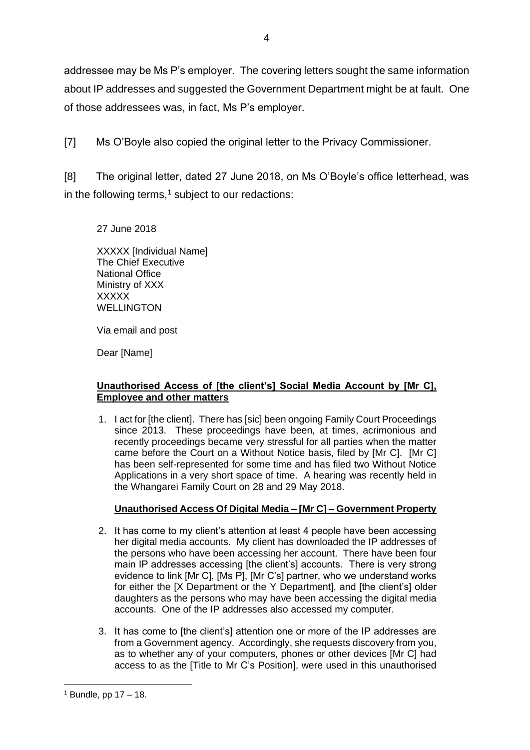addressee may be Ms P's employer. The covering letters sought the same information about IP addresses and suggested the Government Department might be at fault. One of those addressees was, in fact, Ms P's employer.

[7] Ms O'Boyle also copied the original letter to the Privacy Commissioner.

[8] The original letter, dated 27 June 2018, on Ms O'Boyle's office letterhead, was in the following terms,[1] subject to our redactions:

> 27 June 2018
>
> XXXXX [Individual Name]
> The Chief Executive
> National Office
> Ministry of XXX
> XXXXX
> WELLINGTON
>
> Via email and post
>
> Dear [Name]
>
> **Unauthorised Access of [the client's] Social Media Account by [Mr C], Employee and other matters**
>
> 1. I act for [the client]. There has [sic] been ongoing Family Court Proceedings since 2013. These proceedings have been, at times, acrimonious and recently proceedings became very stressful for all parties when the matter came before the Court on a Without Notice basis, filed by [Mr C]. [Mr C] has been self-represented for some time and has filed two Without Notice Applications in a very short space of time. A hearing was recently held in the Whangarei Family Court on 28 and 29 May 2018.
>
> **Unauthorised Access Of Digital Media – [Mr C] – Government Property**
>
> 2. It has come to my client's attention at least 4 people have been accessing her digital media accounts. My client has downloaded the IP addresses of the persons who have been accessing her account. There have been four main IP addresses accessing [the client's] accounts. There is very strong evidence to link [Mr C], [Ms P], [Mr C's] partner, who we understand works for either the [X Department or the Y Department], and [the client's] older daughters as the persons who may have been accessing the digital media accounts. One of the IP addresses also accessed my computer.
>
> 3. It has come to [the client's] attention one or more of the IP addresses are from a Government agency. Accordingly, she requests discovery from you, as to whether any of your computers, phones or other devices [Mr C] had access to as the [Title to Mr C's Position], were used in this unauthorised

[1] Bundle, pp 17 – 18.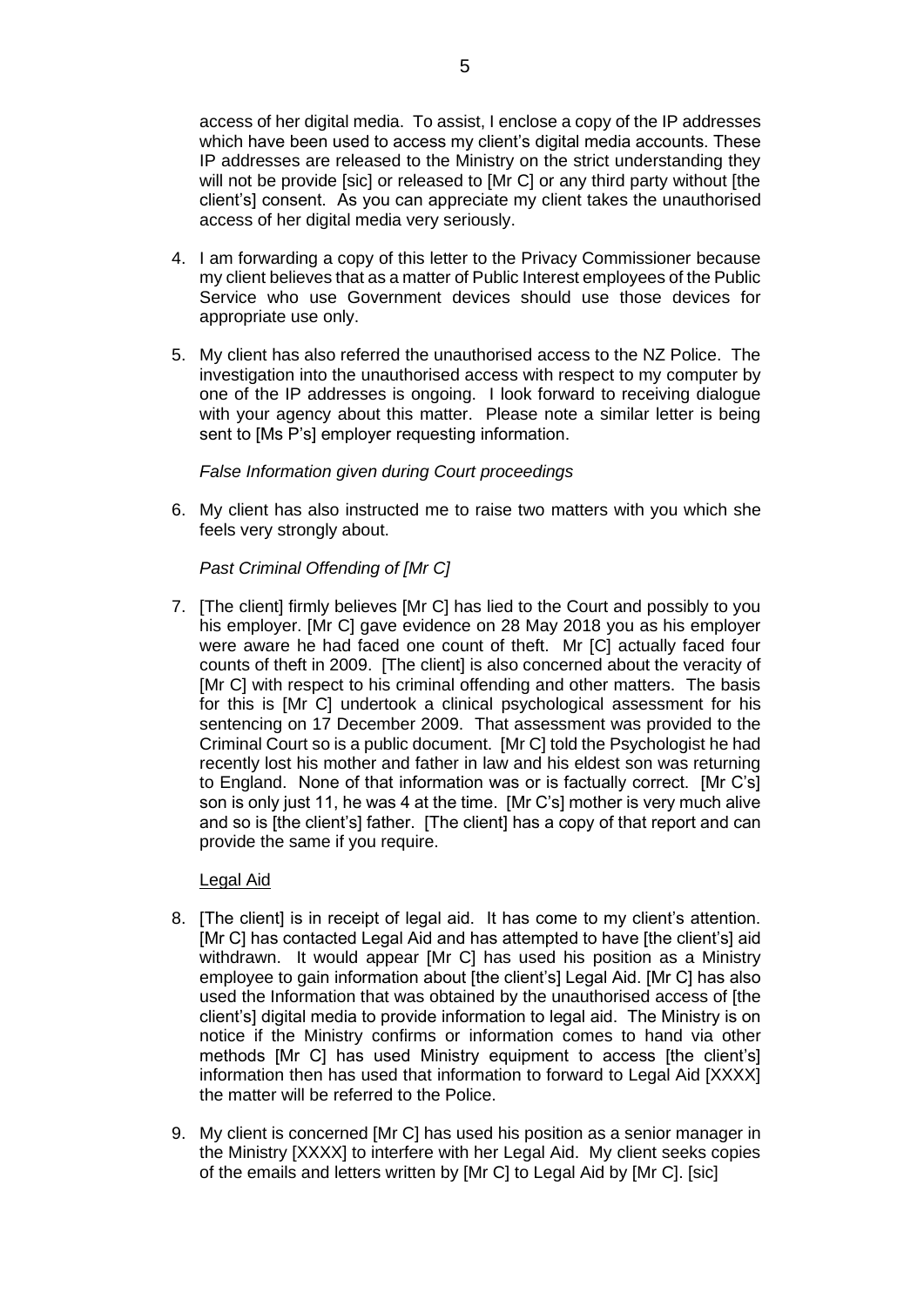access of her digital media. To assist, I enclose a copy of the IP addresses which have been used to access my client's digital media accounts. These IP addresses are released to the Ministry on the strict understanding they will not be provide [sic] or released to [Mr C] or any third party without [the client's] consent. As you can appreciate my client takes the unauthorised access of her digital media very seriously.

4. I am forwarding a copy of this letter to the Privacy Commissioner because my client believes that as a matter of Public Interest employees of the Public Service who use Government devices should use those devices for appropriate use only.

5. My client has also referred the unauthorised access to the NZ Police. The investigation into the unauthorised access with respect to my computer by one of the IP addresses is ongoing. I look forward to receiving dialogue with your agency about this matter. Please note a similar letter is being sent to [Ms P's] employer requesting information.

*False Information given during Court proceedings*

6. My client has also instructed me to raise two matters with you which she feels very strongly about.

*Past Criminal Offending of [Mr C]*

7. [The client] firmly believes [Mr C] has lied to the Court and possibly to you his employer. [Mr C] gave evidence on 28 May 2018 you as his employer were aware he had faced one count of theft. Mr [C] actually faced four counts of theft in 2009. [The client] is also concerned about the veracity of [Mr C] with respect to his criminal offending and other matters. The basis for this is [Mr C] undertook a clinical psychological assessment for his sentencing on 17 December 2009. That assessment was provided to the Criminal Court so is a public document. [Mr C] told the Psychologist he had recently lost his mother and father in law and his eldest son was returning to England. None of that information was or is factually correct. [Mr C's] son is only just 11, he was 4 at the time. [Mr C's] mother is very much alive and so is [the client's] father. [The client] has a copy of that report and can provide the same if you require.

<u>Legal Aid</u>

8. [The client] is in receipt of legal aid. It has come to my client's attention. [Mr C] has contacted Legal Aid and has attempted to have [the client's] aid withdrawn. It would appear [Mr C] has used his position as a Ministry employee to gain information about [the client's] Legal Aid. [Mr C] has also used the Information that was obtained by the unauthorised access of [the client's] digital media to provide information to legal aid. The Ministry is on notice if the Ministry confirms or information comes to hand via other methods [Mr C] has used Ministry equipment to access [the client's] information then has used that information to forward to Legal Aid [XXXX] the matter will be referred to the Police.

9. My client is concerned [Mr C] has used his position as a senior manager in the Ministry [XXXX] to interfere with her Legal Aid. My client seeks copies of the emails and letters written by [Mr C] to Legal Aid by [Mr C]. [sic]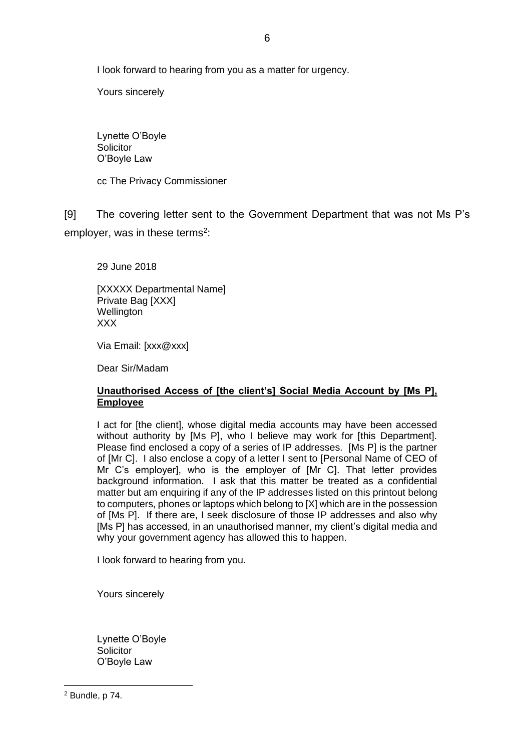I look forward to hearing from you as a matter for urgency.

Yours sincerely

Lynette O'Boyle
Solicitor
O'Boyle Law

cc The Privacy Commissioner

[9] The covering letter sent to the Government Department that was not Ms P's employer, was in these terms[2]:

> 29 June 2018
>
> [XXXXX Departmental Name]
> Private Bag [XXX]
> Wellington
> XXX
>
> Via Email: [xxx@xxx]
>
> Dear Sir/Madam
>
> **Unauthorised Access of [the client's] Social Media Account by [Ms P], Employee**
>
> I act for [the client], whose digital media accounts may have been accessed without authority by [Ms P], who I believe may work for [this Department]. Please find enclosed a copy of a series of IP addresses. [Ms P] is the partner of [Mr C]. I also enclose a copy of a letter I sent to [Personal Name of CEO of Mr C's employer], who is the employer of [Mr C]. That letter provides background information. I ask that this matter be treated as a confidential matter but am enquiring if any of the IP addresses listed on this printout belong to computers, phones or laptops which belong to [X] which are in the possession of [Ms P]. If there are, I seek disclosure of those IP addresses and also why [Ms P] has accessed, in an unauthorised manner, my client's digital media and why your government agency has allowed this to happen.
>
> I look forward to hearing from you.
>
> Yours sincerely
>
> Lynette O'Boyle
> Solicitor
> O'Boyle Law

[2] Bundle, p 74.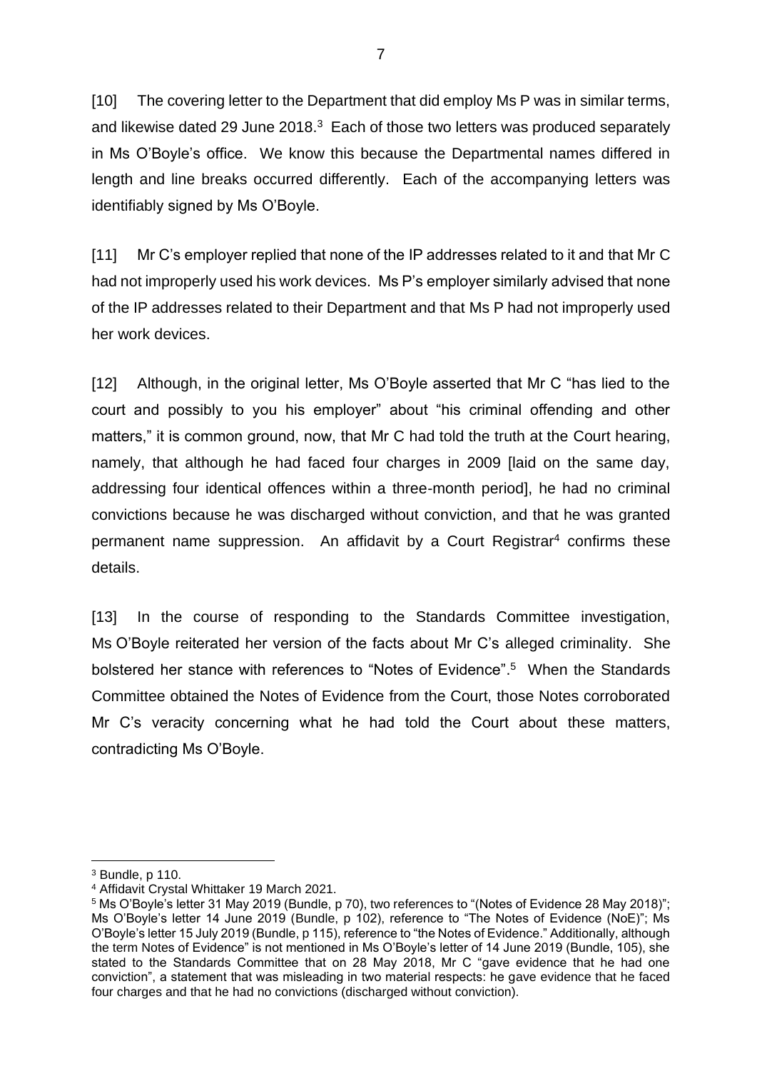[10] The covering letter to the Department that did employ Ms P was in similar terms, and likewise dated 29 June 2018.[3] Each of those two letters was produced separately in Ms O'Boyle's office. We know this because the Departmental names differed in length and line breaks occurred differently. Each of the accompanying letters was identifiably signed by Ms O'Boyle.

[11] Mr C's employer replied that none of the IP addresses related to it and that Mr C had not improperly used his work devices. Ms P's employer similarly advised that none of the IP addresses related to their Department and that Ms P had not improperly used her work devices.

[12] Although, in the original letter, Ms O'Boyle asserted that Mr C "has lied to the court and possibly to you his employer" about "his criminal offending and other matters," it is common ground, now, that Mr C had told the truth at the Court hearing, namely, that although he had faced four charges in 2009 [laid on the same day, addressing four identical offences within a three-month period], he had no criminal convictions because he was discharged without conviction, and that he was granted permanent name suppression. An affidavit by a Court Registrar[4] confirms these details.

[13] In the course of responding to the Standards Committee investigation, Ms O'Boyle reiterated her version of the facts about Mr C's alleged criminality. She bolstered her stance with references to "Notes of Evidence".[5] When the Standards Committee obtained the Notes of Evidence from the Court, those Notes corroborated Mr C's veracity concerning what he had told the Court about these matters, contradicting Ms O'Boyle.

---

[3] Bundle, p 110.

[4] Affidavit Crystal Whittaker 19 March 2021.

[5] Ms O'Boyle's letter 31 May 2019 (Bundle, p 70), two references to "(Notes of Evidence 28 May 2018)"; Ms O'Boyle's letter 14 June 2019 (Bundle, p 102), reference to "The Notes of Evidence (NoE)"; Ms O'Boyle's letter 15 July 2019 (Bundle, p 115), reference to "the Notes of Evidence." Additionally, although the term Notes of Evidence" is not mentioned in Ms O'Boyle's letter of 14 June 2019 (Bundle, 105), she stated to the Standards Committee that on 28 May 2018, Mr C "gave evidence that he had one conviction", a statement that was misleading in two material respects: he gave evidence that he faced four charges and that he had no convictions (discharged without conviction).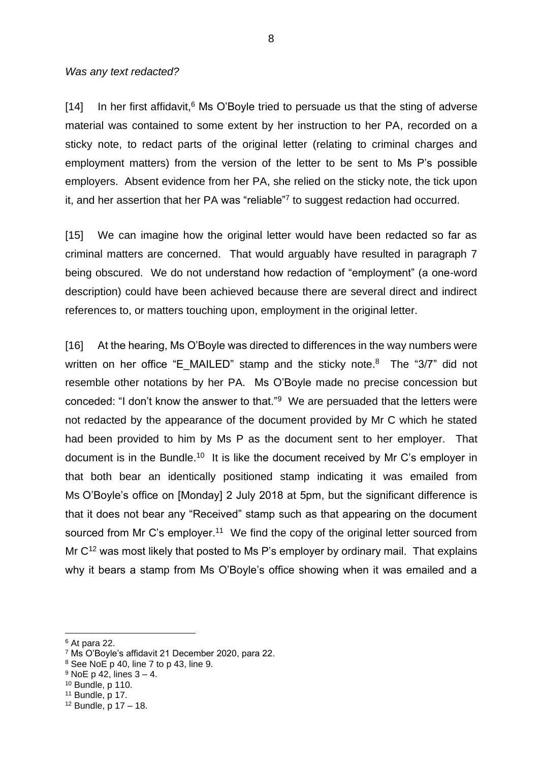*Was any text redacted?*

[14] In her first affidavit,[6] Ms O'Boyle tried to persuade us that the sting of adverse material was contained to some extent by her instruction to her PA, recorded on a sticky note, to redact parts of the original letter (relating to criminal charges and employment matters) from the version of the letter to be sent to Ms P's possible employers. Absent evidence from her PA, she relied on the sticky note, the tick upon it, and her assertion that her PA was "reliable"[7] to suggest redaction had occurred.

[15] We can imagine how the original letter would have been redacted so far as criminal matters are concerned. That would arguably have resulted in paragraph 7 being obscured. We do not understand how redaction of "employment" (a one-word description) could have been achieved because there are several direct and indirect references to, or matters touching upon, employment in the original letter.

[16] At the hearing, Ms O'Boyle was directed to differences in the way numbers were written on her office "E_MAILED" stamp and the sticky note.[8] The "3/7" did not resemble other notations by her PA. Ms O'Boyle made no precise concession but conceded: "I don't know the answer to that."[9] We are persuaded that the letters were not redacted by the appearance of the document provided by Mr C which he stated had been provided to him by Ms P as the document sent to her employer. That document is in the Bundle.[10] It is like the document received by Mr C's employer in that both bear an identically positioned stamp indicating it was emailed from Ms O'Boyle's office on [Monday] 2 July 2018 at 5pm, but the significant difference is that it does not bear any "Received" stamp such as that appearing on the document sourced from Mr C's employer.[11] We find the copy of the original letter sourced from Mr C[12] was most likely that posted to Ms P's employer by ordinary mail. That explains why it bears a stamp from Ms O'Boyle's office showing when it was emailed and a

---

[6] At para 22.
[7] Ms O'Boyle's affidavit 21 December 2020, para 22.
[8] See NoE p 40, line 7 to p 43, line 9.
[9] NoE p 42, lines 3 – 4.
[10] Bundle, p 110.
[11] Bundle, p 17.
[12] Bundle, p 17 – 18.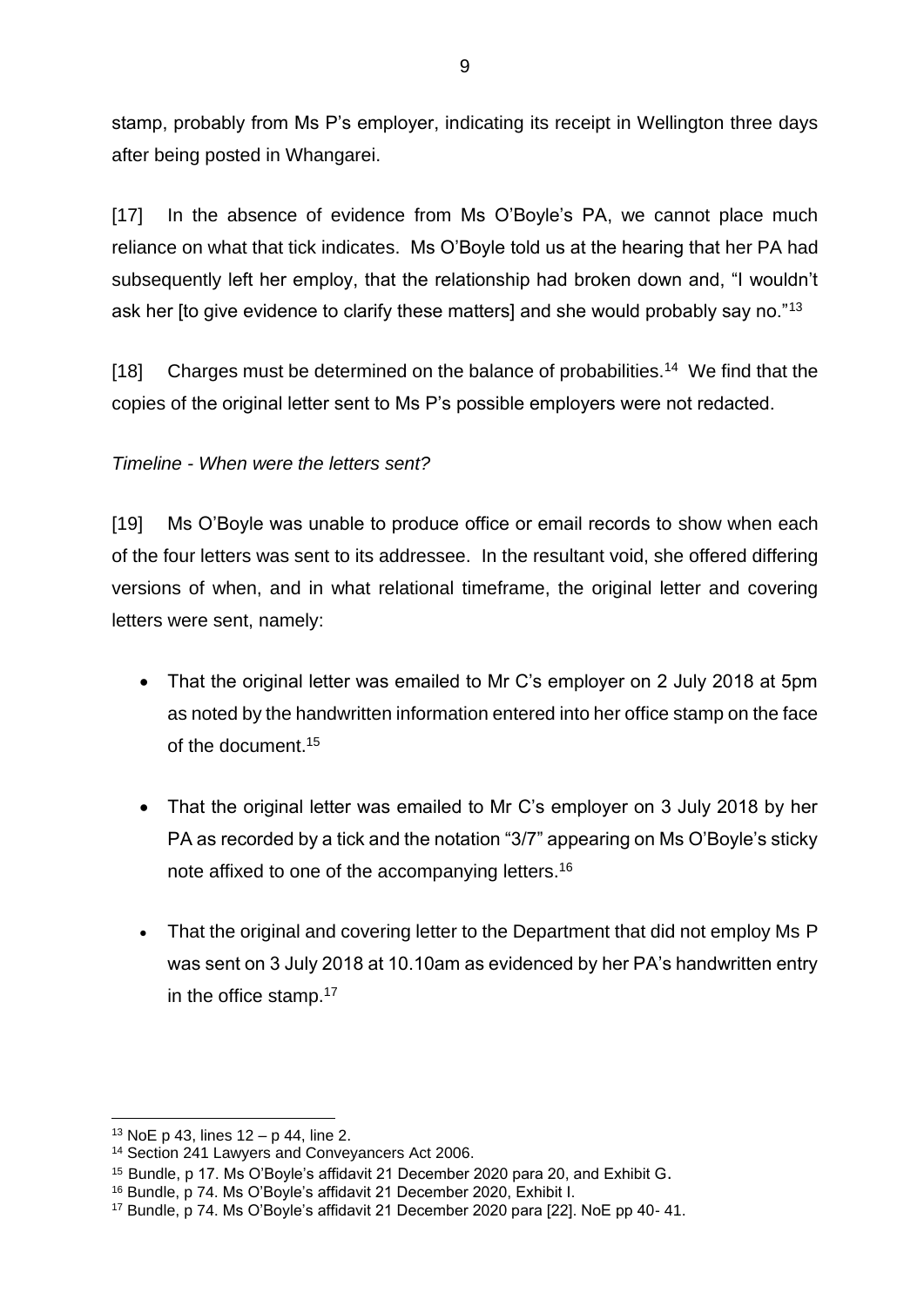stamp, probably from Ms P's employer, indicating its receipt in Wellington three days after being posted in Whangarei.

[17] In the absence of evidence from Ms O'Boyle's PA, we cannot place much reliance on what that tick indicates. Ms O'Boyle told us at the hearing that her PA had subsequently left her employ, that the relationship had broken down and, "I wouldn't ask her [to give evidence to clarify these matters] and she would probably say no."[13]

[18] Charges must be determined on the balance of probabilities.[14] We find that the copies of the original letter sent to Ms P's possible employers were not redacted.

*Timeline - When were the letters sent?*

[19] Ms O'Boyle was unable to produce office or email records to show when each of the four letters was sent to its addressee. In the resultant void, she offered differing versions of when, and in what relational timeframe, the original letter and covering letters were sent, namely:

- That the original letter was emailed to Mr C's employer on 2 July 2018 at 5pm as noted by the handwritten information entered into her office stamp on the face of the document.[15]
- That the original letter was emailed to Mr C's employer on 3 July 2018 by her PA as recorded by a tick and the notation "3/7" appearing on Ms O'Boyle's sticky note affixed to one of the accompanying letters.[16]
- That the original and covering letter to the Department that did not employ Ms P was sent on 3 July 2018 at 10.10am as evidenced by her PA's handwritten entry in the office stamp.[17]

---

[13] NoE p 43, lines 12 – p 44, line 2.

[14] Section 241 Lawyers and Conveyancers Act 2006.

[15] Bundle, p 17. Ms O'Boyle's affidavit 21 December 2020 para 20, and Exhibit G.

[16] Bundle, p 74. Ms O'Boyle's affidavit 21 December 2020, Exhibit I.

[17] Bundle, p 74. Ms O'Boyle's affidavit 21 December 2020 para [22]. NoE pp 40- 41.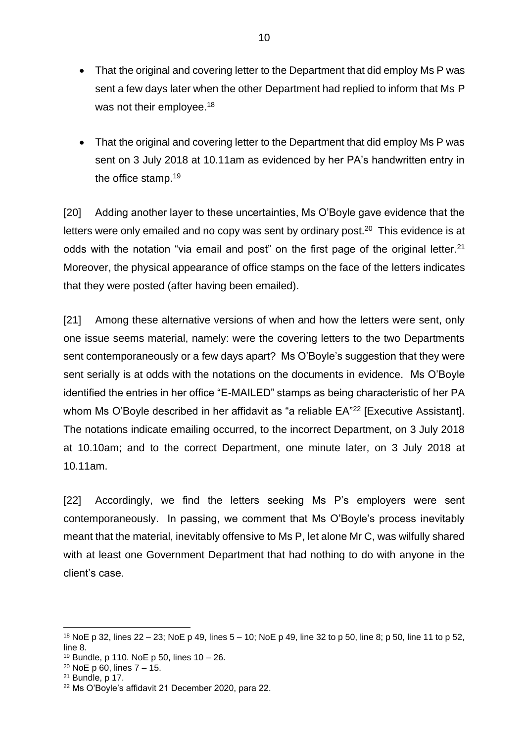- That the original and covering letter to the Department that did employ Ms P was sent a few days later when the other Department had replied to inform that Ms P was not their employee.[18]

- That the original and covering letter to the Department that did employ Ms P was sent on 3 July 2018 at 10.11am as evidenced by her PA's handwritten entry in the office stamp.[19]

[20] Adding another layer to these uncertainties, Ms O'Boyle gave evidence that the letters were only emailed and no copy was sent by ordinary post.[20] This evidence is at odds with the notation "via email and post" on the first page of the original letter.[21] Moreover, the physical appearance of office stamps on the face of the letters indicates that they were posted (after having been emailed).

[21] Among these alternative versions of when and how the letters were sent, only one issue seems material, namely: were the covering letters to the two Departments sent contemporaneously or a few days apart? Ms O'Boyle's suggestion that they were sent serially is at odds with the notations on the documents in evidence. Ms O'Boyle identified the entries in her office "E-MAILED" stamps as being characteristic of her PA whom Ms O'Boyle described in her affidavit as "a reliable EA"[22] [Executive Assistant]. The notations indicate emailing occurred, to the incorrect Department, on 3 July 2018 at 10.10am; and to the correct Department, one minute later, on 3 July 2018 at 10.11am.

[22] Accordingly, we find the letters seeking Ms P's employers were sent contemporaneously. In passing, we comment that Ms O'Boyle's process inevitably meant that the material, inevitably offensive to Ms P, let alone Mr C, was wilfully shared with at least one Government Department that had nothing to do with anyone in the client's case.

---

[18] NoE p 32, lines 22 – 23; NoE p 49, lines 5 – 10; NoE p 49, line 32 to p 50, line 8; p 50, line 11 to p 52, line 8.

[19] Bundle, p 110. NoE p 50, lines 10 – 26.

[20] NoE p 60, lines 7 – 15.

[21] Bundle, p 17.

[22] Ms O'Boyle's affidavit 21 December 2020, para 22.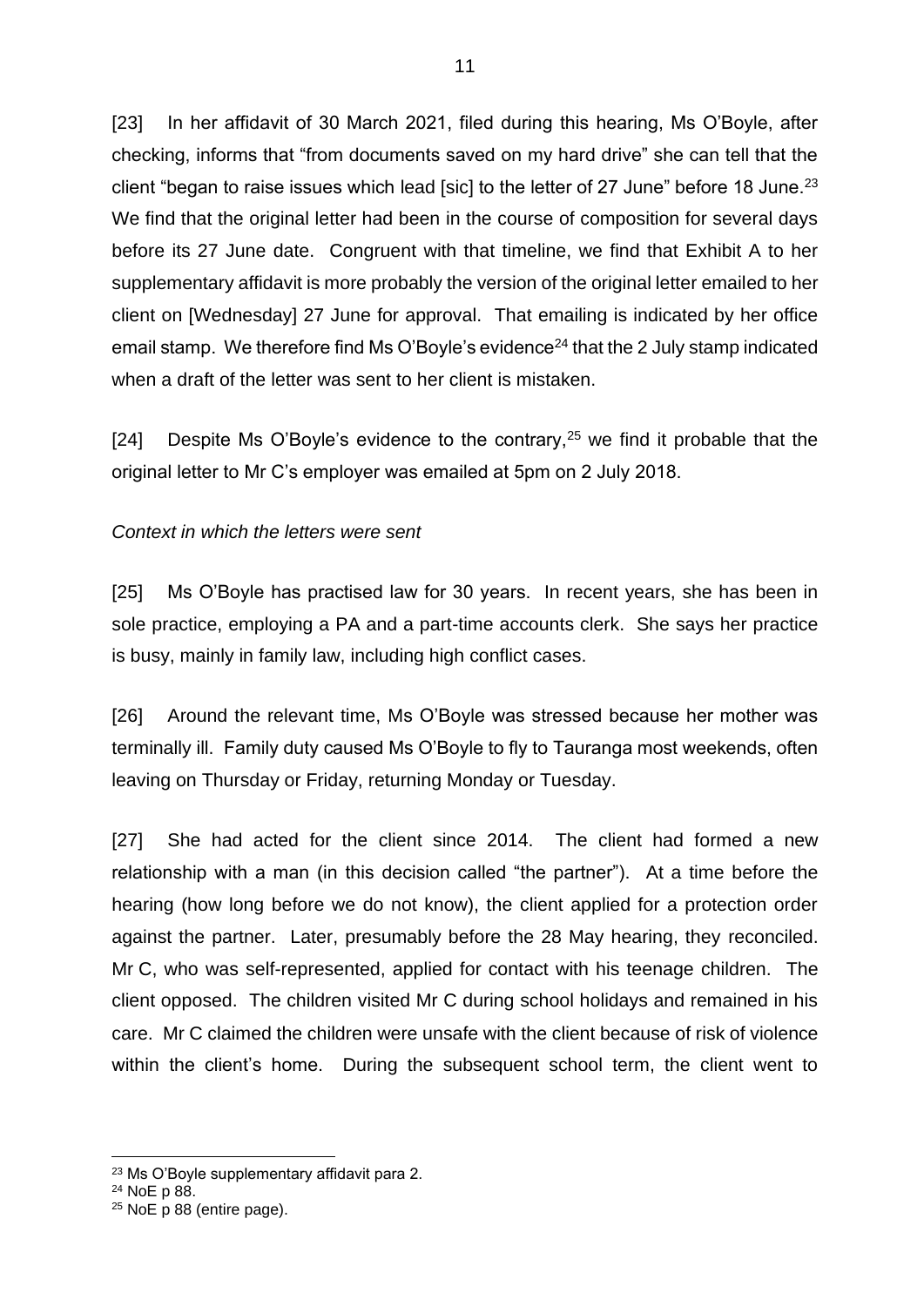[23] In her affidavit of 30 March 2021, filed during this hearing, Ms O'Boyle, after checking, informs that "from documents saved on my hard drive" she can tell that the client "began to raise issues which lead [sic] to the letter of 27 June" before 18 June.[23] We find that the original letter had been in the course of composition for several days before its 27 June date. Congruent with that timeline, we find that Exhibit A to her supplementary affidavit is more probably the version of the original letter emailed to her client on [Wednesday] 27 June for approval. That emailing is indicated by her office email stamp. We therefore find Ms O'Boyle's evidence[24] that the 2 July stamp indicated when a draft of the letter was sent to her client is mistaken.

[24] Despite Ms O'Boyle's evidence to the contrary,[25] we find it probable that the original letter to Mr C's employer was emailed at 5pm on 2 July 2018.

*Context in which the letters were sent*

[25] Ms O'Boyle has practised law for 30 years. In recent years, she has been in sole practice, employing a PA and a part-time accounts clerk. She says her practice is busy, mainly in family law, including high conflict cases.

[26] Around the relevant time, Ms O'Boyle was stressed because her mother was terminally ill. Family duty caused Ms O'Boyle to fly to Tauranga most weekends, often leaving on Thursday or Friday, returning Monday or Tuesday.

[27] She had acted for the client since 2014. The client had formed a new relationship with a man (in this decision called "the partner"). At a time before the hearing (how long before we do not know), the client applied for a protection order against the partner. Later, presumably before the 28 May hearing, they reconciled. Mr C, who was self-represented, applied for contact with his teenage children. The client opposed. The children visited Mr C during school holidays and remained in his care. Mr C claimed the children were unsafe with the client because of risk of violence within the client's home. During the subsequent school term, the client went to

---

[23] Ms O'Boyle supplementary affidavit para 2.

[24] NoE p 88.

[25] NoE p 88 (entire page).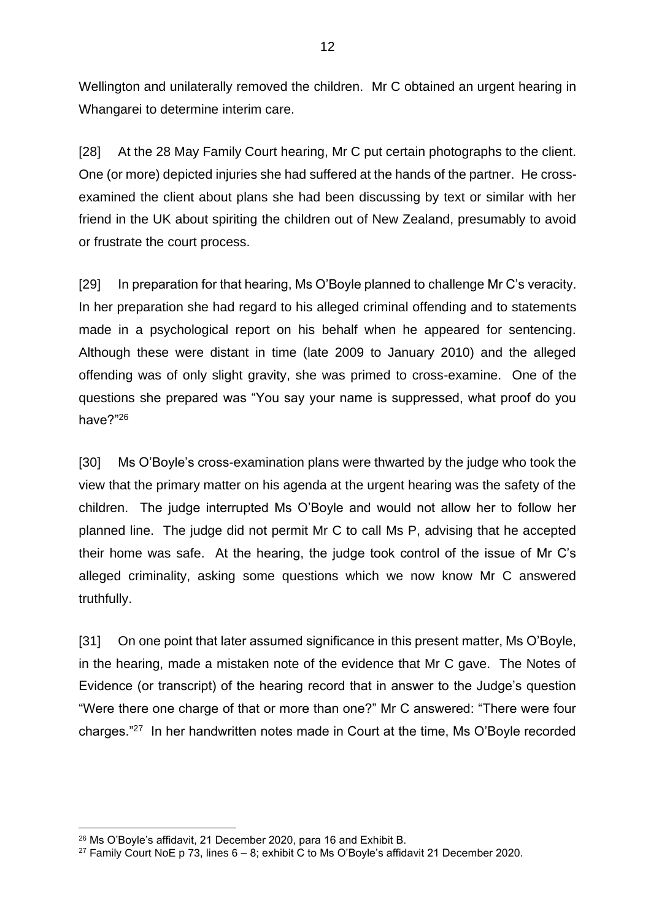Wellington and unilaterally removed the children. Mr C obtained an urgent hearing in Whangarei to determine interim care.

[28] At the 28 May Family Court hearing, Mr C put certain photographs to the client. One (or more) depicted injuries she had suffered at the hands of the partner. He cross-examined the client about plans she had been discussing by text or similar with her friend in the UK about spiriting the children out of New Zealand, presumably to avoid or frustrate the court process.

[29] In preparation for that hearing, Ms O'Boyle planned to challenge Mr C's veracity. In her preparation she had regard to his alleged criminal offending and to statements made in a psychological report on his behalf when he appeared for sentencing. Although these were distant in time (late 2009 to January 2010) and the alleged offending was of only slight gravity, she was primed to cross-examine. One of the questions she prepared was "You say your name is suppressed, what proof do you have?"[26]

[30] Ms O'Boyle's cross-examination plans were thwarted by the judge who took the view that the primary matter on his agenda at the urgent hearing was the safety of the children. The judge interrupted Ms O'Boyle and would not allow her to follow her planned line. The judge did not permit Mr C to call Ms P, advising that he accepted their home was safe. At the hearing, the judge took control of the issue of Mr C's alleged criminality, asking some questions which we now know Mr C answered truthfully.

[31] On one point that later assumed significance in this present matter, Ms O'Boyle, in the hearing, made a mistaken note of the evidence that Mr C gave. The Notes of Evidence (or transcript) of the hearing record that in answer to the Judge's question "Were there one charge of that or more than one?" Mr C answered: "There were four charges."[27] In her handwritten notes made in Court at the time, Ms O'Boyle recorded

---

[26] Ms O'Boyle's affidavit, 21 December 2020, para 16 and Exhibit B.

[27] Family Court NoE p 73, lines 6 – 8; exhibit C to Ms O'Boyle's affidavit 21 December 2020.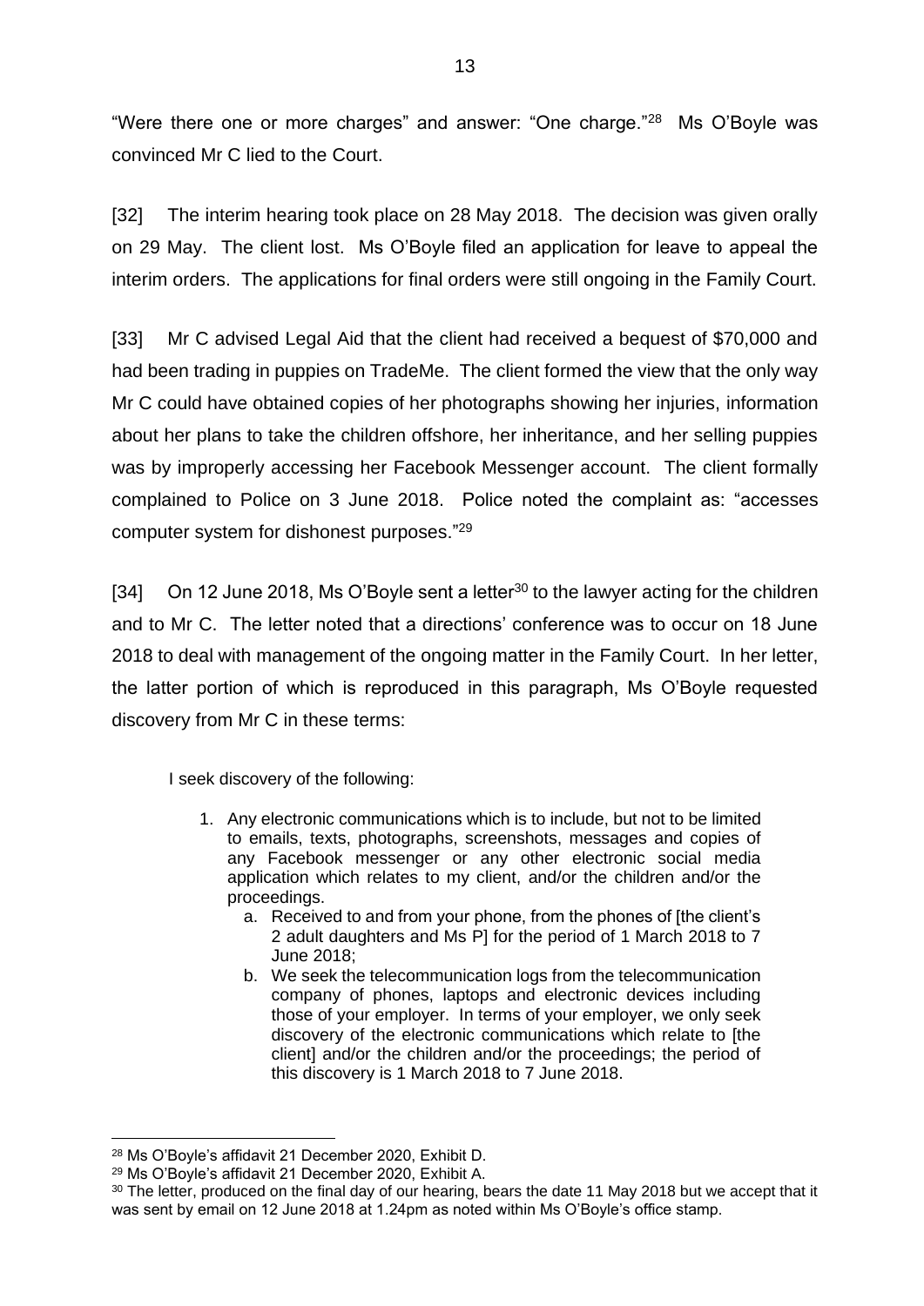"Were there one or more charges" and answer: "One charge."[28] Ms O'Boyle was convinced Mr C lied to the Court.

[32] The interim hearing took place on 28 May 2018. The decision was given orally on 29 May. The client lost. Ms O'Boyle filed an application for leave to appeal the interim orders. The applications for final orders were still ongoing in the Family Court.

[33] Mr C advised Legal Aid that the client had received a bequest of $70,000 and had been trading in puppies on TradeMe. The client formed the view that the only way Mr C could have obtained copies of her photographs showing her injuries, information about her plans to take the children offshore, her inheritance, and her selling puppies was by improperly accessing her Facebook Messenger account. The client formally complained to Police on 3 June 2018. Police noted the complaint as: "accesses computer system for dishonest purposes."[29]

[34] On 12 June 2018, Ms O'Boyle sent a letter[30] to the lawyer acting for the children and to Mr C. The letter noted that a directions' conference was to occur on 18 June 2018 to deal with management of the ongoing matter in the Family Court. In her letter, the latter portion of which is reproduced in this paragraph, Ms O'Boyle requested discovery from Mr C in these terms:

> I seek discovery of the following:
>
> 1. Any electronic communications which is to include, but not to be limited to emails, texts, photographs, screenshots, messages and copies of any Facebook messenger or any other electronic social media application which relates to my client, and/or the children and/or the proceedings.
>     a. Received to and from your phone, from the phones of [the client's 2 adult daughters and Ms P] for the period of 1 March 2018 to 7 June 2018;
>     b. We seek the telecommunication logs from the telecommunication company of phones, laptops and electronic devices including those of your employer. In terms of your employer, we only seek discovery of the electronic communications which relate to [the client] and/or the children and/or the proceedings; the period of this discovery is 1 March 2018 to 7 June 2018.

---

[28] Ms O'Boyle's affidavit 21 December 2020, Exhibit D.

[29] Ms O'Boyle's affidavit 21 December 2020, Exhibit A.

[30] The letter, produced on the final day of our hearing, bears the date 11 May 2018 but we accept that it was sent by email on 12 June 2018 at 1.24pm as noted within Ms O'Boyle's office stamp.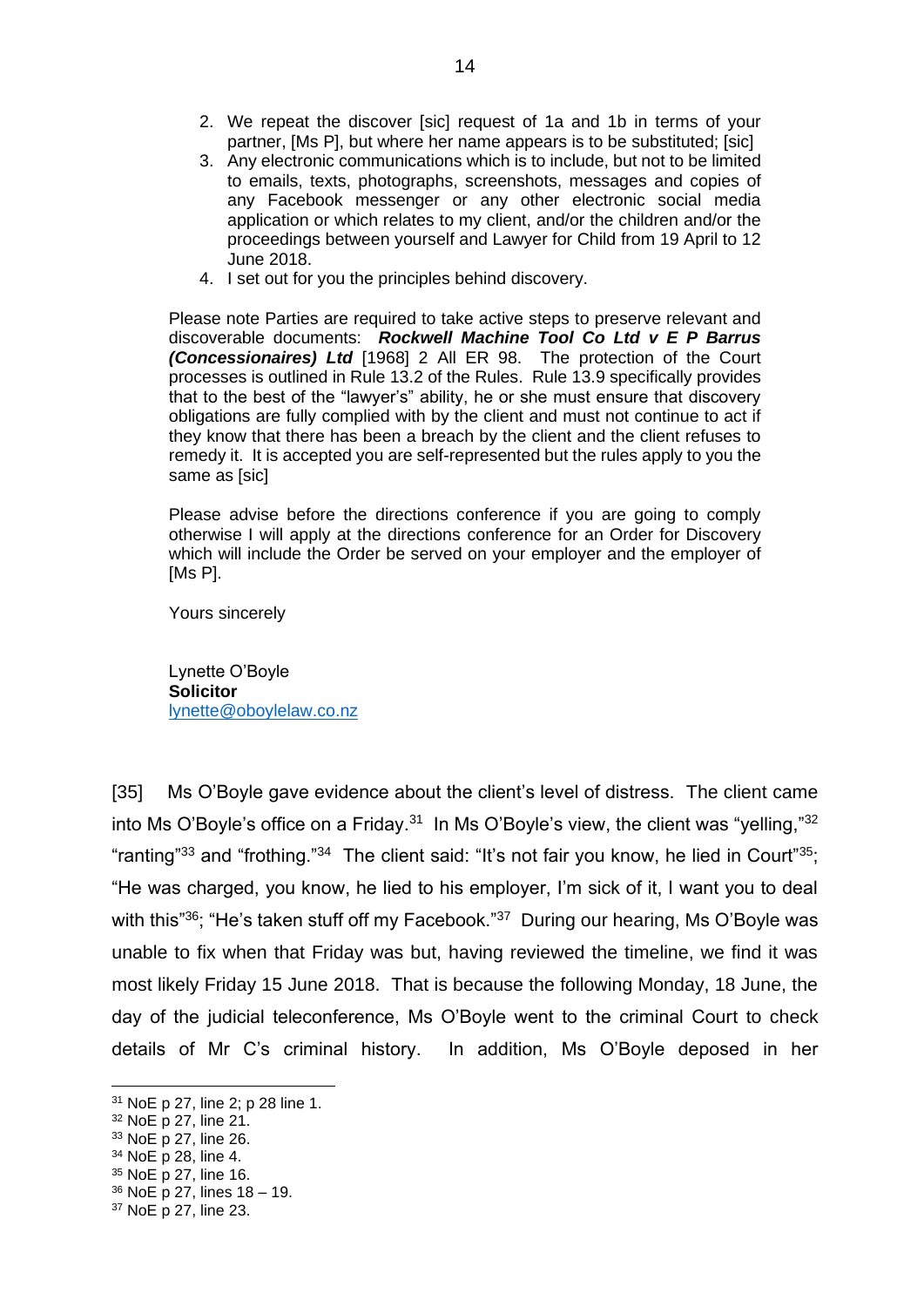2. We repeat the discover [sic] request of 1a and 1b in terms of your partner, [Ms P], but where her name appears is to be substituted; [sic]
3. Any electronic communications which is to include, but not to be limited to emails, texts, photographs, screenshots, messages and copies of any Facebook messenger or any other electronic social media application or which relates to my client, and/or the children and/or the proceedings between yourself and Lawyer for Child from 19 April to 12 June 2018.
4. I set out for you the principles behind discovery.

> Please note Parties are required to take active steps to preserve relevant and discoverable documents: ***Rockwell Machine Tool Co Ltd v E P Barrus (Concessionaires) Ltd*** [1968] 2 All ER 98. The protection of the Court processes is outlined in Rule 13.2 of the Rules. Rule 13.9 specifically provides that to the best of the "lawyer's" ability, he or she must ensure that discovery obligations are fully complied with by the client and must not continue to act if they know that there has been a breach by the client and the client refuses to remedy it. It is accepted you are self-represented but the rules apply to you the same as [sic]
>
> Please advise before the directions conference if you are going to comply otherwise I will apply at the directions conference for an Order for Discovery which will include the Order be served on your employer and the employer of [Ms P].
>
> Yours sincerely
>
> Lynette O'Boyle
> **Solicitor**
> lynette@oboylelaw.co.nz

[35] Ms O'Boyle gave evidence about the client's level of distress. The client came into Ms O'Boyle's office on a Friday.[31] In Ms O'Boyle's view, the client was "yelling,"[32] "ranting"[33] and "frothing."[34] The client said: "It's not fair you know, he lied in Court"[35]; "He was charged, you know, he lied to his employer, I'm sick of it, I want you to deal with this"[36]; "He's taken stuff off my Facebook."[37] During our hearing, Ms O'Boyle was unable to fix when that Friday was but, having reviewed the timeline, we find it was most likely Friday 15 June 2018. That is because the following Monday, 18 June, the day of the judicial teleconference, Ms O'Boyle went to the criminal Court to check details of Mr C's criminal history. In addition, Ms O'Boyle deposed in her

---

[31] NoE p 27, line 2; p 28 line 1.
[32] NoE p 27, line 21.
[33] NoE p 27, line 26.
[34] NoE p 28, line 4.
[35] NoE p 27, line 16.
[36] NoE p 27, lines 18 – 19.
[37] NoE p 27, line 23.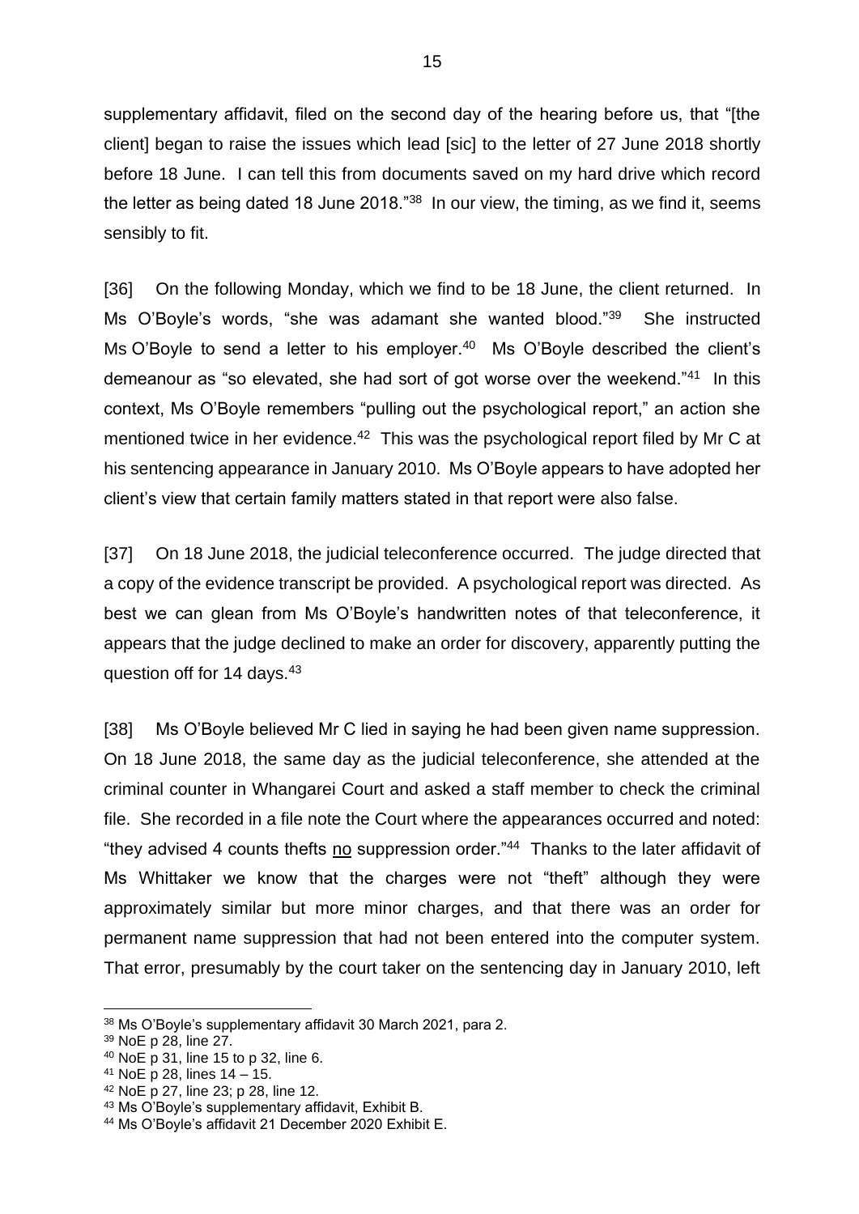supplementary affidavit, filed on the second day of the hearing before us, that "[the client] began to raise the issues which lead [sic] to the letter of 27 June 2018 shortly before 18 June. I can tell this from documents saved on my hard drive which record the letter as being dated 18 June 2018."[38] In our view, the timing, as we find it, seems sensibly to fit.

[36] On the following Monday, which we find to be 18 June, the client returned. In Ms O'Boyle's words, "she was adamant she wanted blood."[39] She instructed Ms O'Boyle to send a letter to his employer.[40] Ms O'Boyle described the client's demeanour as "so elevated, she had sort of got worse over the weekend."[41] In this context, Ms O'Boyle remembers "pulling out the psychological report," an action she mentioned twice in her evidence.[42] This was the psychological report filed by Mr C at his sentencing appearance in January 2010. Ms O'Boyle appears to have adopted her client's view that certain family matters stated in that report were also false.

[37] On 18 June 2018, the judicial teleconference occurred. The judge directed that a copy of the evidence transcript be provided. A psychological report was directed. As best we can glean from Ms O'Boyle's handwritten notes of that teleconference, it appears that the judge declined to make an order for discovery, apparently putting the question off for 14 days.[43]

[38] Ms O'Boyle believed Mr C lied in saying he had been given name suppression. On 18 June 2018, the same day as the judicial teleconference, she attended at the criminal counter in Whangarei Court and asked a staff member to check the criminal file. She recorded in a file note the Court where the appearances occurred and noted: "they advised 4 counts thefts <u>no</u> suppression order."[44] Thanks to the later affidavit of Ms Whittaker we know that the charges were not "theft" although they were approximately similar but more minor charges, and that there was an order for permanent name suppression that had not been entered into the computer system. That error, presumably by the court taker on the sentencing day in January 2010, left

---

[38] Ms O'Boyle's supplementary affidavit 30 March 2021, para 2.

[39] NoE p 28, line 27.

[40] NoE p 31, line 15 to p 32, line 6.

[41] NoE p 28, lines 14 – 15.

[42] NoE p 27, line 23; p 28, line 12.

[43] Ms O'Boyle's supplementary affidavit, Exhibit B.

[44] Ms O'Boyle's affidavit 21 December 2020 Exhibit E.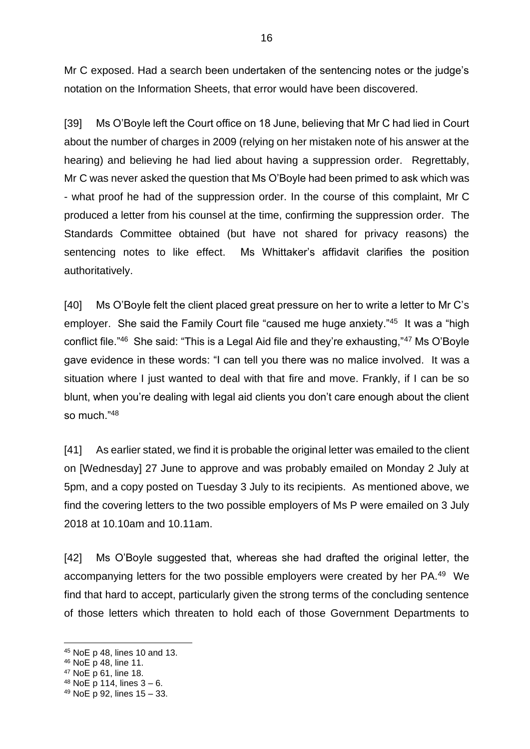Mr C exposed. Had a search been undertaken of the sentencing notes or the judge's notation on the Information Sheets, that error would have been discovered.

[39] Ms O'Boyle left the Court office on 18 June, believing that Mr C had lied in Court about the number of charges in 2009 (relying on her mistaken note of his answer at the hearing) and believing he had lied about having a suppression order. Regrettably, Mr C was never asked the question that Ms O'Boyle had been primed to ask which was - what proof he had of the suppression order. In the course of this complaint, Mr C produced a letter from his counsel at the time, confirming the suppression order. The Standards Committee obtained (but have not shared for privacy reasons) the sentencing notes to like effect. Ms Whittaker's affidavit clarifies the position authoritatively.

[40] Ms O'Boyle felt the client placed great pressure on her to write a letter to Mr C's employer. She said the Family Court file "caused me huge anxiety."[45] It was a "high conflict file."[46] She said: "This is a Legal Aid file and they're exhausting,"[47] Ms O'Boyle gave evidence in these words: "I can tell you there was no malice involved. It was a situation where I just wanted to deal with that fire and move. Frankly, if I can be so blunt, when you're dealing with legal aid clients you don't care enough about the client so much."[48]

[41] As earlier stated, we find it is probable the original letter was emailed to the client on [Wednesday] 27 June to approve and was probably emailed on Monday 2 July at 5pm, and a copy posted on Tuesday 3 July to its recipients. As mentioned above, we find the covering letters to the two possible employers of Ms P were emailed on 3 July 2018 at 10.10am and 10.11am.

[42] Ms O'Boyle suggested that, whereas she had drafted the original letter, the accompanying letters for the two possible employers were created by her PA.[49] We find that hard to accept, particularly given the strong terms of the concluding sentence of those letters which threaten to hold each of those Government Departments to

---

[45] NoE p 48, lines 10 and 13.

[46] NoE p 48, line 11.

[47] NoE p 61, line 18.

[48] NoE p 114, lines 3 – 6.

[49] NoE p 92, lines 15 – 33.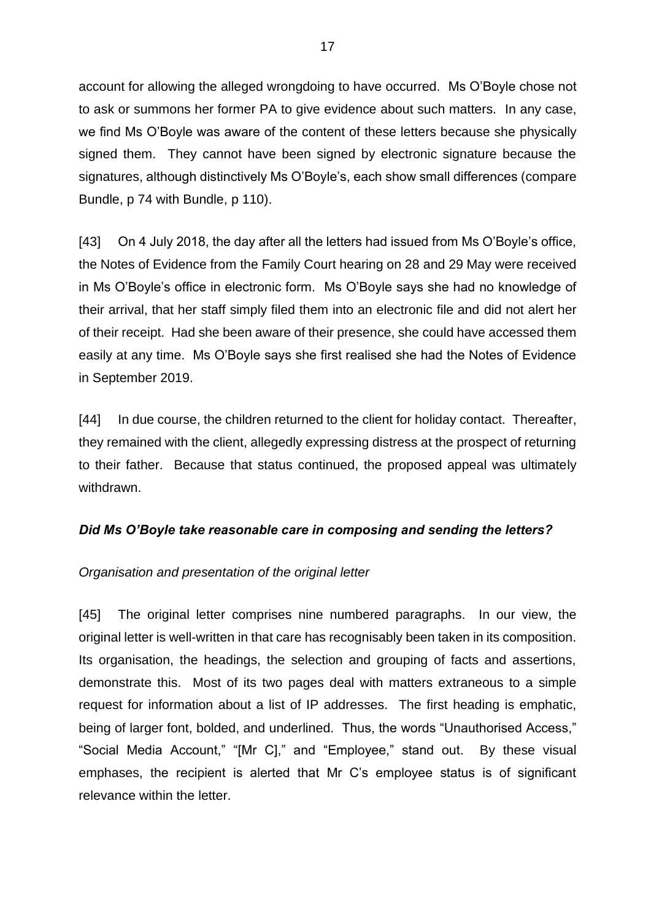account for allowing the alleged wrongdoing to have occurred. Ms O'Boyle chose not to ask or summons her former PA to give evidence about such matters. In any case, we find Ms O'Boyle was aware of the content of these letters because she physically signed them. They cannot have been signed by electronic signature because the signatures, although distinctively Ms O'Boyle's, each show small differences (compare Bundle, p 74 with Bundle, p 110).

[43] On 4 July 2018, the day after all the letters had issued from Ms O'Boyle's office, the Notes of Evidence from the Family Court hearing on 28 and 29 May were received in Ms O'Boyle's office in electronic form. Ms O'Boyle says she had no knowledge of their arrival, that her staff simply filed them into an electronic file and did not alert her of their receipt. Had she been aware of their presence, she could have accessed them easily at any time. Ms O'Boyle says she first realised she had the Notes of Evidence in September 2019.

[44] In due course, the children returned to the client for holiday contact. Thereafter, they remained with the client, allegedly expressing distress at the prospect of returning to their father. Because that status continued, the proposed appeal was ultimately withdrawn.

### *Did Ms O'Boyle take reasonable care in composing and sending the letters?*

#### *Organisation and presentation of the original letter*

[45] The original letter comprises nine numbered paragraphs. In our view, the original letter is well-written in that care has recognisably been taken in its composition. Its organisation, the headings, the selection and grouping of facts and assertions, demonstrate this. Most of its two pages deal with matters extraneous to a simple request for information about a list of IP addresses. The first heading is emphatic, being of larger font, bolded, and underlined. Thus, the words "Unauthorised Access," "Social Media Account," "[Mr C]," and "Employee," stand out. By these visual emphases, the recipient is alerted that Mr C's employee status is of significant relevance within the letter.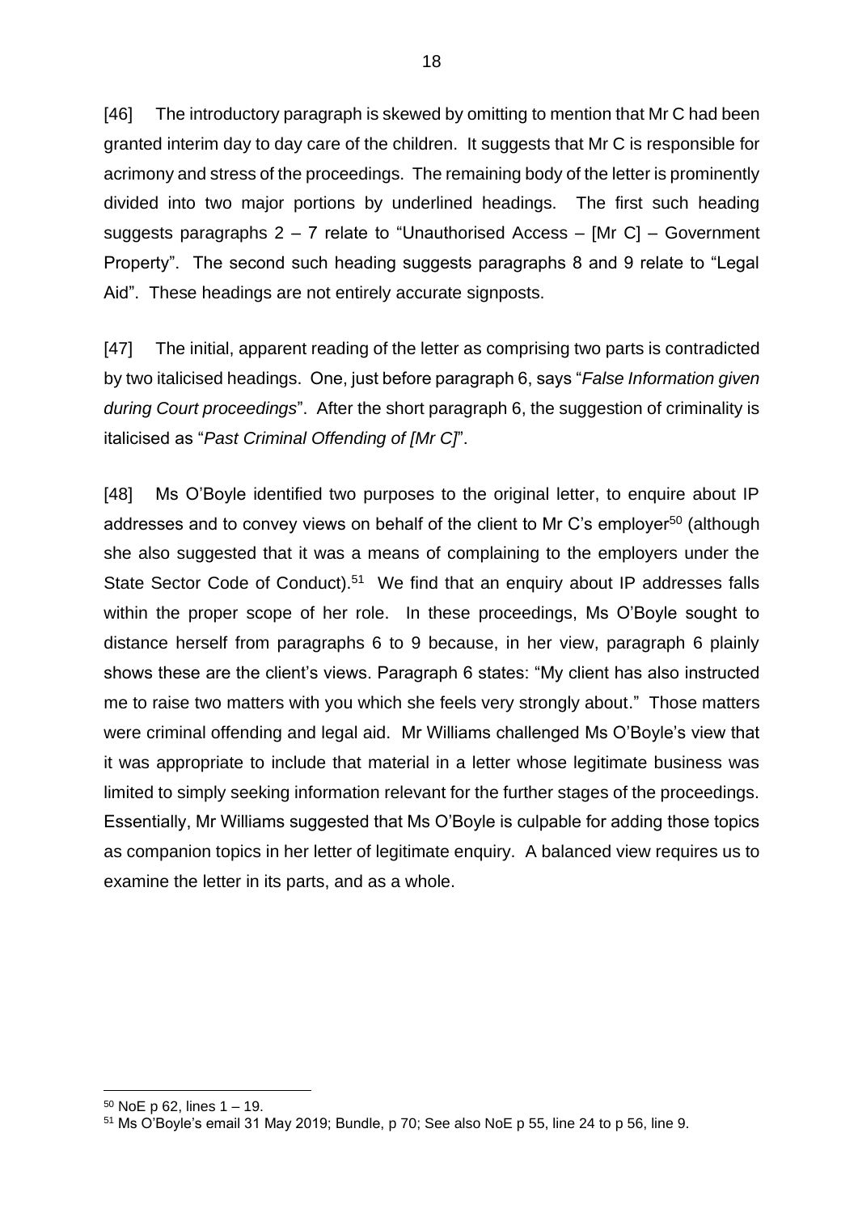[46] The introductory paragraph is skewed by omitting to mention that Mr C had been granted interim day to day care of the children. It suggests that Mr C is responsible for acrimony and stress of the proceedings. The remaining body of the letter is prominently divided into two major portions by underlined headings. The first such heading suggests paragraphs 2 – 7 relate to "Unauthorised Access – [Mr C] – Government Property". The second such heading suggests paragraphs 8 and 9 relate to "Legal Aid". These headings are not entirely accurate signposts.

[47] The initial, apparent reading of the letter as comprising two parts is contradicted by two italicised headings. One, just before paragraph 6, says "*False Information given during Court proceedings*". After the short paragraph 6, the suggestion of criminality is italicised as "*Past Criminal Offending of [Mr C]*".

[48] Ms O'Boyle identified two purposes to the original letter, to enquire about IP addresses and to convey views on behalf of the client to Mr C's employer[50] (although she also suggested that it was a means of complaining to the employers under the State Sector Code of Conduct).[51] We find that an enquiry about IP addresses falls within the proper scope of her role. In these proceedings, Ms O'Boyle sought to distance herself from paragraphs 6 to 9 because, in her view, paragraph 6 plainly shows these are the client's views. Paragraph 6 states: "My client has also instructed me to raise two matters with you which she feels very strongly about." Those matters were criminal offending and legal aid. Mr Williams challenged Ms O'Boyle's view that it was appropriate to include that material in a letter whose legitimate business was limited to simply seeking information relevant for the further stages of the proceedings. Essentially, Mr Williams suggested that Ms O'Boyle is culpable for adding those topics as companion topics in her letter of legitimate enquiry. A balanced view requires us to examine the letter in its parts, and as a whole.

---

[50] NoE p 62, lines 1 – 19.

[51] Ms O'Boyle's email 31 May 2019; Bundle, p 70; See also NoE p 55, line 24 to p 56, line 9.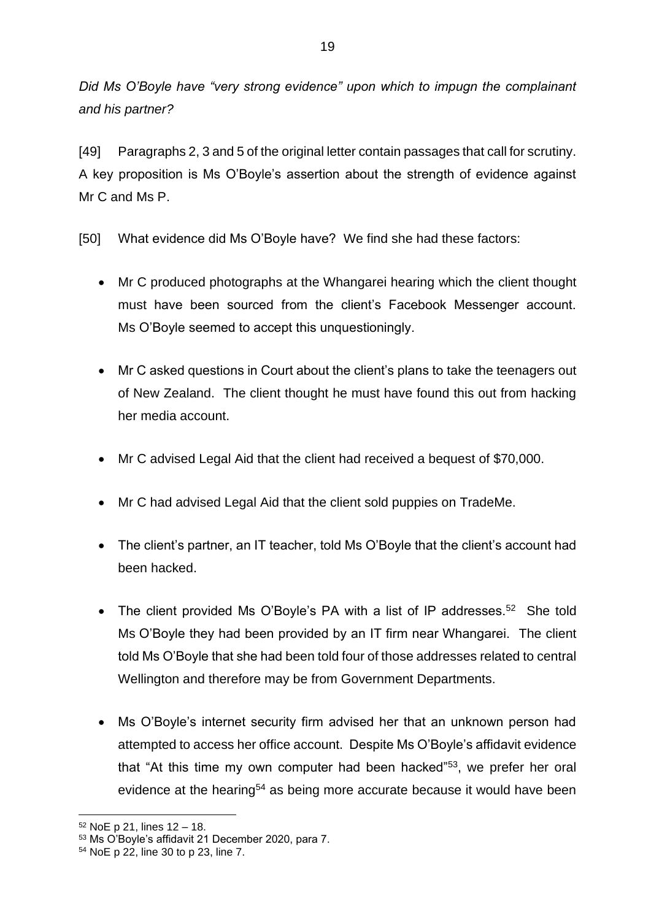*Did Ms O'Boyle have "very strong evidence" upon which to impugn the complainant and his partner?*

[49] Paragraphs 2, 3 and 5 of the original letter contain passages that call for scrutiny. A key proposition is Ms O'Boyle's assertion about the strength of evidence against Mr C and Ms P.

[50] What evidence did Ms O'Boyle have? We find she had these factors:

- Mr C produced photographs at the Whangarei hearing which the client thought must have been sourced from the client's Facebook Messenger account. Ms O'Boyle seemed to accept this unquestioningly.
- Mr C asked questions in Court about the client's plans to take the teenagers out of New Zealand. The client thought he must have found this out from hacking her media account.
- Mr C advised Legal Aid that the client had received a bequest of $70,000.
- Mr C had advised Legal Aid that the client sold puppies on TradeMe.
- The client's partner, an IT teacher, told Ms O'Boyle that the client's account had been hacked.
- The client provided Ms O'Boyle's PA with a list of IP addresses.[52] She told Ms O'Boyle they had been provided by an IT firm near Whangarei. The client told Ms O'Boyle that she had been told four of those addresses related to central Wellington and therefore may be from Government Departments.
- Ms O'Boyle's internet security firm advised her that an unknown person had attempted to access her office account. Despite Ms O'Boyle's affidavit evidence that "At this time my own computer had been hacked"[53], we prefer her oral evidence at the hearing[54] as being more accurate because it would have been

[52] NoE p 21, lines 12 – 18.

[53] Ms O'Boyle's affidavit 21 December 2020, para 7.

[54] NoE p 22, line 30 to p 23, line 7.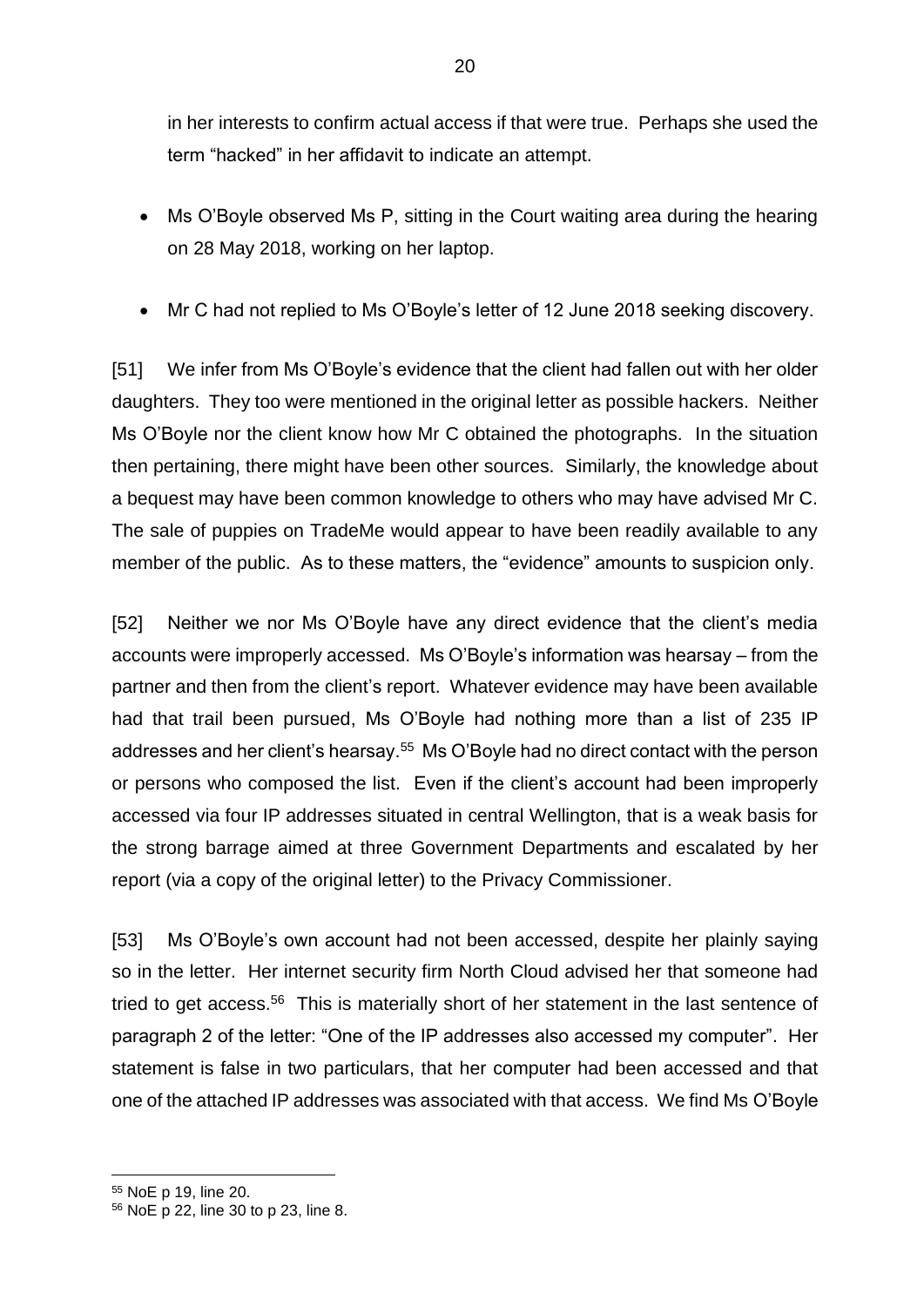in her interests to confirm actual access if that were true. Perhaps she used the term "hacked" in her affidavit to indicate an attempt.

- Ms O'Boyle observed Ms P, sitting in the Court waiting area during the hearing on 28 May 2018, working on her laptop.
- Mr C had not replied to Ms O'Boyle's letter of 12 June 2018 seeking discovery.

[51] We infer from Ms O'Boyle's evidence that the client had fallen out with her older daughters. They too were mentioned in the original letter as possible hackers. Neither Ms O'Boyle nor the client know how Mr C obtained the photographs. In the situation then pertaining, there might have been other sources. Similarly, the knowledge about a bequest may have been common knowledge to others who may have advised Mr C. The sale of puppies on TradeMe would appear to have been readily available to any member of the public. As to these matters, the "evidence" amounts to suspicion only.

[52] Neither we nor Ms O'Boyle have any direct evidence that the client's media accounts were improperly accessed. Ms O'Boyle's information was hearsay – from the partner and then from the client's report. Whatever evidence may have been available had that trail been pursued, Ms O'Boyle had nothing more than a list of 235 IP addresses and her client's hearsay.[55] Ms O'Boyle had no direct contact with the person or persons who composed the list. Even if the client's account had been improperly accessed via four IP addresses situated in central Wellington, that is a weak basis for the strong barrage aimed at three Government Departments and escalated by her report (via a copy of the original letter) to the Privacy Commissioner.

[53] Ms O'Boyle's own account had not been accessed, despite her plainly saying so in the letter. Her internet security firm North Cloud advised her that someone had tried to get access.[56] This is materially short of her statement in the last sentence of paragraph 2 of the letter: "One of the IP addresses also accessed my computer". Her statement is false in two particulars, that her computer had been accessed and that one of the attached IP addresses was associated with that access. We find Ms O'Boyle

[55] NoE p 19, line 20.

[56] NoE p 22, line 30 to p 23, line 8.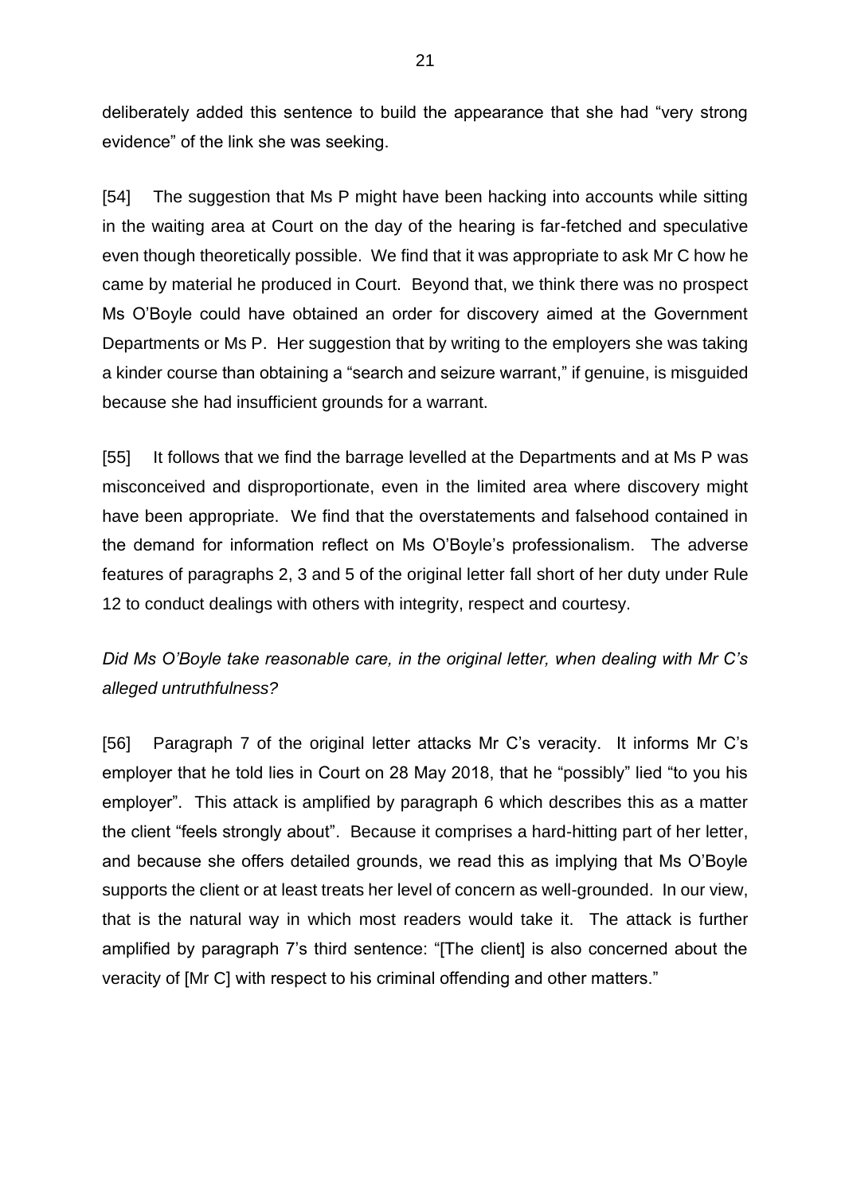deliberately added this sentence to build the appearance that she had "very strong evidence" of the link she was seeking.

[54] The suggestion that Ms P might have been hacking into accounts while sitting in the waiting area at Court on the day of the hearing is far-fetched and speculative even though theoretically possible. We find that it was appropriate to ask Mr C how he came by material he produced in Court. Beyond that, we think there was no prospect Ms O'Boyle could have obtained an order for discovery aimed at the Government Departments or Ms P. Her suggestion that by writing to the employers she was taking a kinder course than obtaining a "search and seizure warrant," if genuine, is misguided because she had insufficient grounds for a warrant.

[55] It follows that we find the barrage levelled at the Departments and at Ms P was misconceived and disproportionate, even in the limited area where discovery might have been appropriate. We find that the overstatements and falsehood contained in the demand for information reflect on Ms O'Boyle's professionalism. The adverse features of paragraphs 2, 3 and 5 of the original letter fall short of her duty under Rule 12 to conduct dealings with others with integrity, respect and courtesy.

*Did Ms O'Boyle take reasonable care, in the original letter, when dealing with Mr C's alleged untruthfulness?*

[56] Paragraph 7 of the original letter attacks Mr C's veracity. It informs Mr C's employer that he told lies in Court on 28 May 2018, that he "possibly" lied "to you his employer". This attack is amplified by paragraph 6 which describes this as a matter the client "feels strongly about". Because it comprises a hard-hitting part of her letter, and because she offers detailed grounds, we read this as implying that Ms O'Boyle supports the client or at least treats her level of concern as well-grounded. In our view, that is the natural way in which most readers would take it. The attack is further amplified by paragraph 7's third sentence: "[The client] is also concerned about the veracity of [Mr C] with respect to his criminal offending and other matters."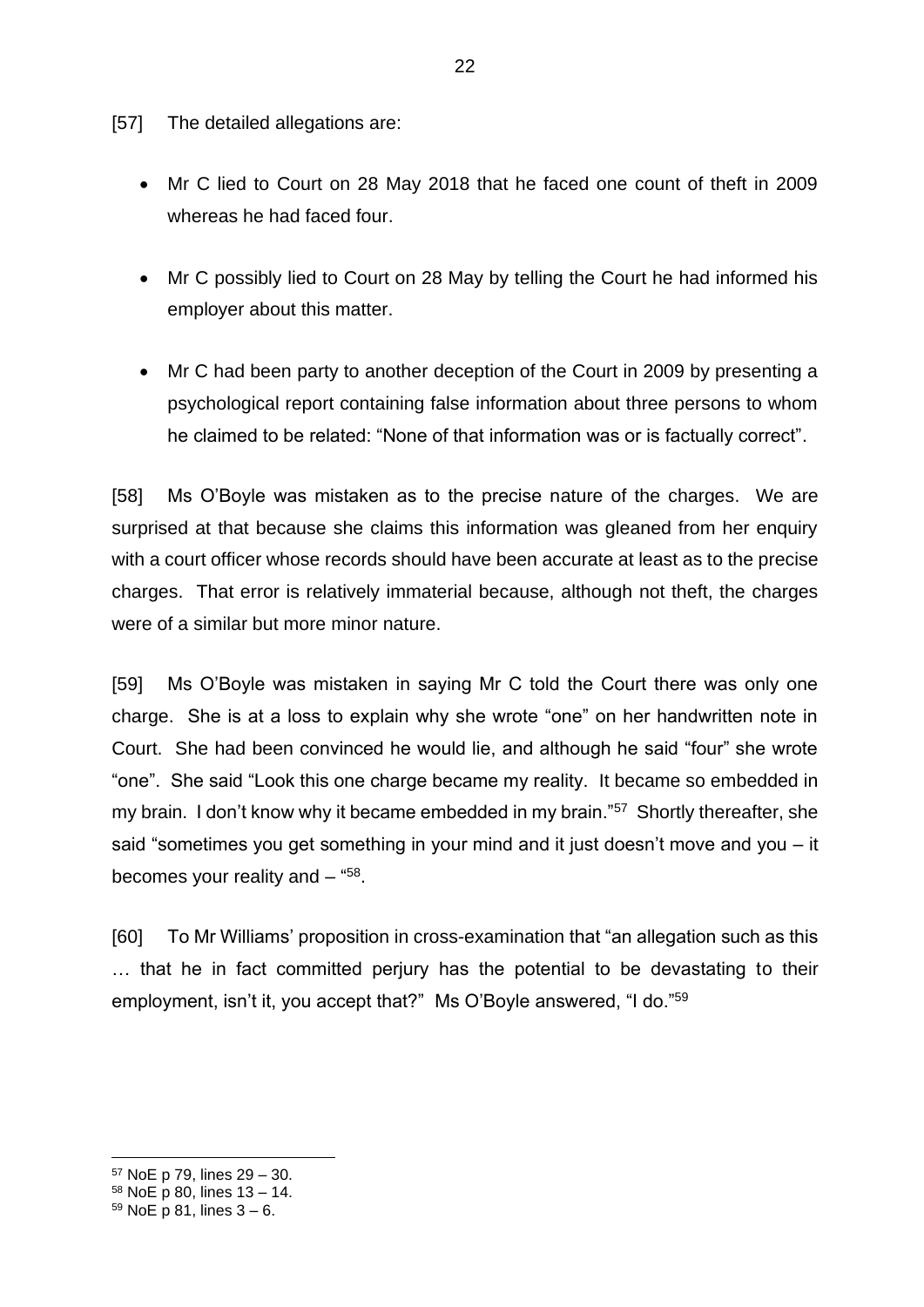[57] The detailed allegations are:

- Mr C lied to Court on 28 May 2018 that he faced one count of theft in 2009 whereas he had faced four.
- Mr C possibly lied to Court on 28 May by telling the Court he had informed his employer about this matter.
- Mr C had been party to another deception of the Court in 2009 by presenting a psychological report containing false information about three persons to whom he claimed to be related: "None of that information was or is factually correct".

[58] Ms O'Boyle was mistaken as to the precise nature of the charges. We are surprised at that because she claims this information was gleaned from her enquiry with a court officer whose records should have been accurate at least as to the precise charges. That error is relatively immaterial because, although not theft, the charges were of a similar but more minor nature.

[59] Ms O'Boyle was mistaken in saying Mr C told the Court there was only one charge. She is at a loss to explain why she wrote "one" on her handwritten note in Court. She had been convinced he would lie, and although he said "four" she wrote "one". She said "Look this one charge became my reality. It became so embedded in my brain. I don't know why it became embedded in my brain."[57] Shortly thereafter, she said "sometimes you get something in your mind and it just doesn't move and you – it becomes your reality and – "[58].

[60] To Mr Williams' proposition in cross-examination that "an allegation such as this … that he in fact committed perjury has the potential to be devastating to their employment, isn't it, you accept that?" Ms O'Boyle answered, "I do."[59]

---

[57] NoE p 79, lines 29 – 30.
[58] NoE p 80, lines 13 – 14.
[59] NoE p 81, lines 3 – 6.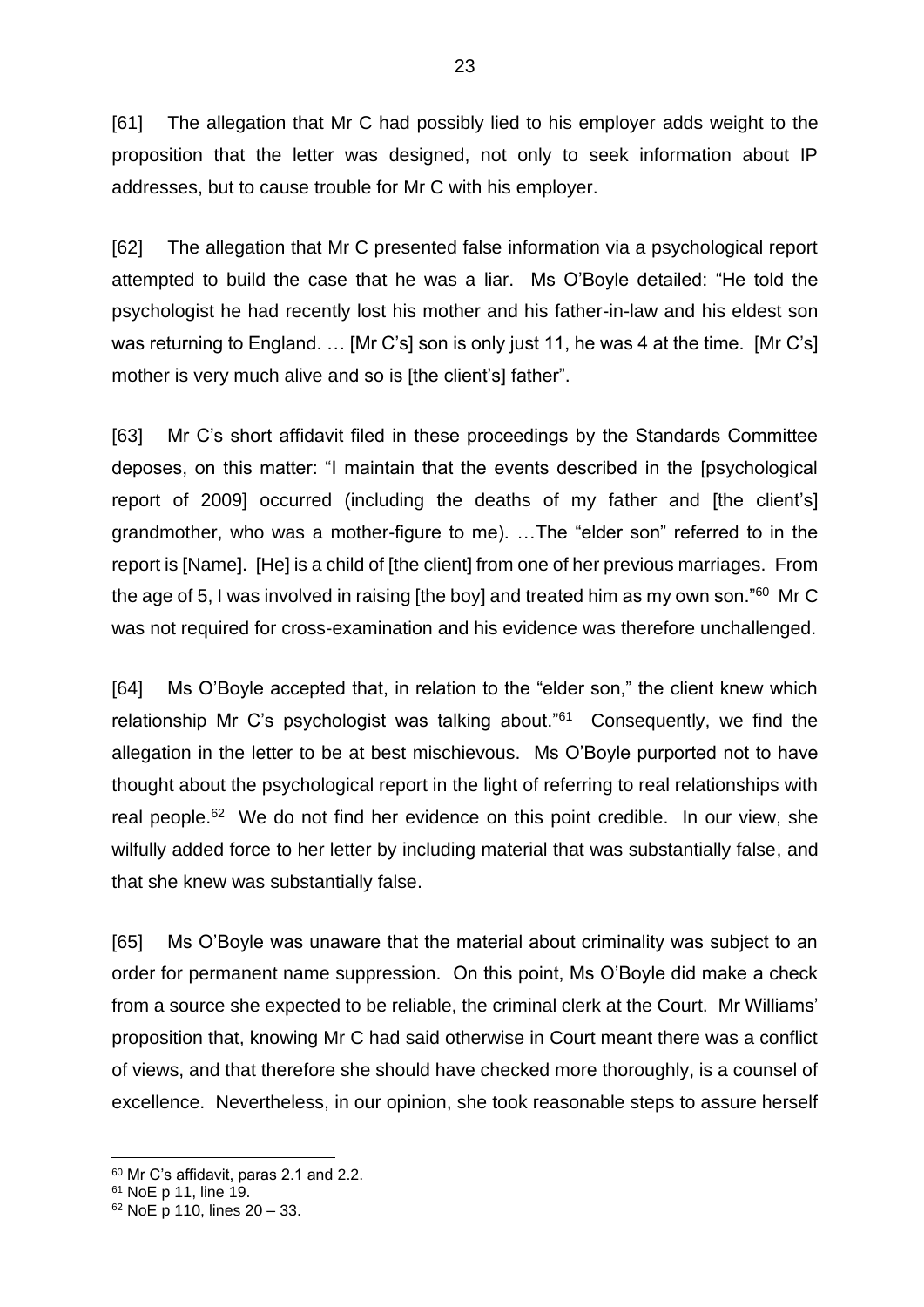[61] The allegation that Mr C had possibly lied to his employer adds weight to the proposition that the letter was designed, not only to seek information about IP addresses, but to cause trouble for Mr C with his employer.

[62] The allegation that Mr C presented false information via a psychological report attempted to build the case that he was a liar. Ms O'Boyle detailed: "He told the psychologist he had recently lost his mother and his father-in-law and his eldest son was returning to England. … [Mr C's] son is only just 11, he was 4 at the time. [Mr C's] mother is very much alive and so is [the client's] father".

[63] Mr C's short affidavit filed in these proceedings by the Standards Committee deposes, on this matter: "I maintain that the events described in the [psychological report of 2009] occurred (including the deaths of my father and [the client's] grandmother, who was a mother-figure to me). …The "elder son" referred to in the report is [Name]. [He] is a child of [the client] from one of her previous marriages. From the age of 5, I was involved in raising [the boy] and treated him as my own son."[60] Mr C was not required for cross-examination and his evidence was therefore unchallenged.

[64] Ms O'Boyle accepted that, in relation to the "elder son," the client knew which relationship Mr C's psychologist was talking about."[61] Consequently, we find the allegation in the letter to be at best mischievous. Ms O'Boyle purported not to have thought about the psychological report in the light of referring to real relationships with real people.[62] We do not find her evidence on this point credible. In our view, she wilfully added force to her letter by including material that was substantially false, and that she knew was substantially false.

[65] Ms O'Boyle was unaware that the material about criminality was subject to an order for permanent name suppression. On this point, Ms O'Boyle did make a check from a source she expected to be reliable, the criminal clerk at the Court. Mr Williams' proposition that, knowing Mr C had said otherwise in Court meant there was a conflict of views, and that therefore she should have checked more thoroughly, is a counsel of excellence. Nevertheless, in our opinion, she took reasonable steps to assure herself

---

[60] Mr C's affidavit, paras 2.1 and 2.2.

[61] NoE p 11, line 19.

[62] NoE p 110, lines 20 – 33.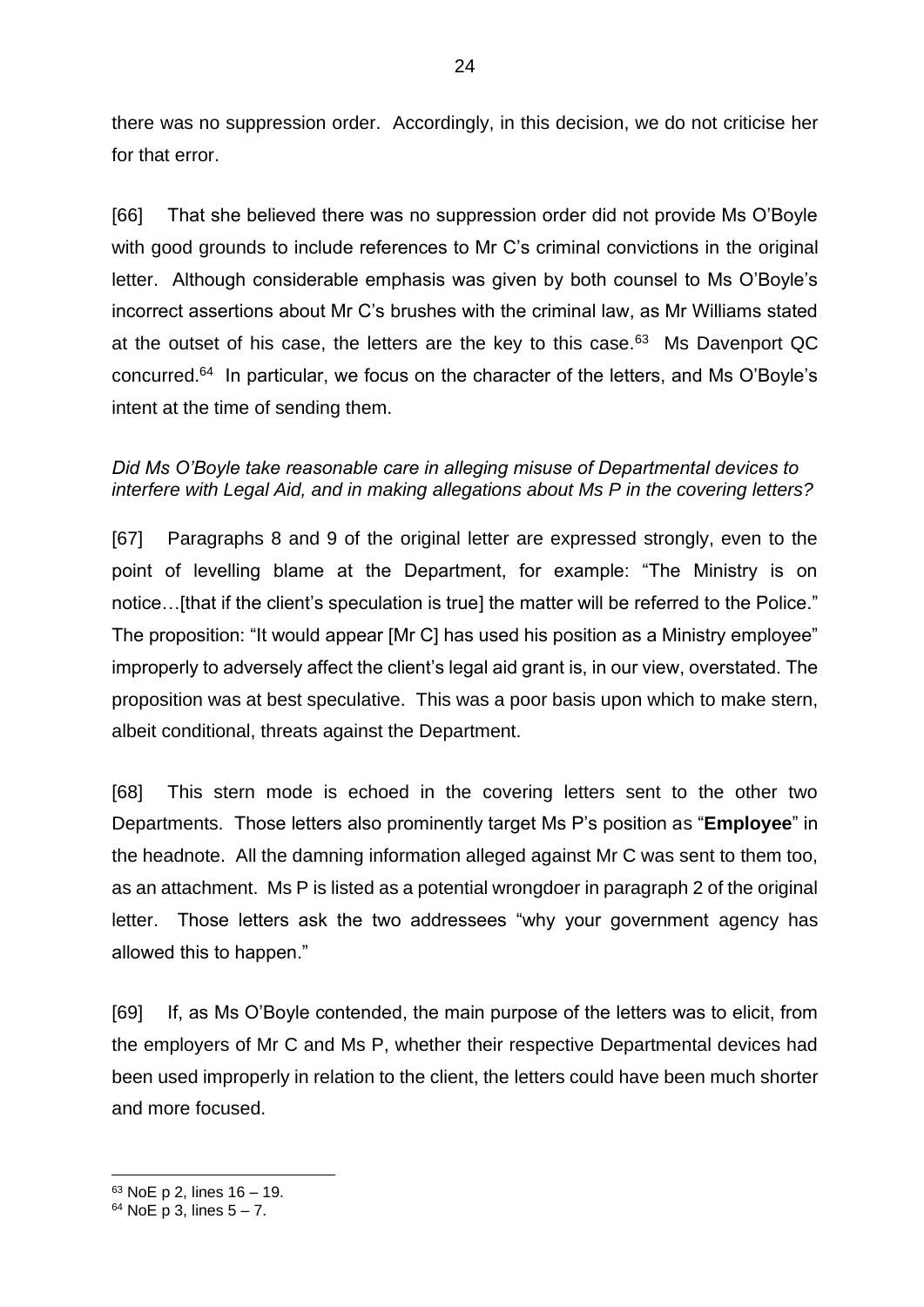there was no suppression order. Accordingly, in this decision, we do not criticise her for that error.

[66] That she believed there was no suppression order did not provide Ms O'Boyle with good grounds to include references to Mr C's criminal convictions in the original letter. Although considerable emphasis was given by both counsel to Ms O'Boyle's incorrect assertions about Mr C's brushes with the criminal law, as Mr Williams stated at the outset of his case, the letters are the key to this case.[63] Ms Davenport QC concurred.[64] In particular, we focus on the character of the letters, and Ms O'Boyle's intent at the time of sending them.

*Did Ms O'Boyle take reasonable care in alleging misuse of Departmental devices to interfere with Legal Aid, and in making allegations about Ms P in the covering letters?*

[67] Paragraphs 8 and 9 of the original letter are expressed strongly, even to the point of levelling blame at the Department, for example: "The Ministry is on notice…[that if the client's speculation is true] the matter will be referred to the Police." The proposition: "It would appear [Mr C] has used his position as a Ministry employee" improperly to adversely affect the client's legal aid grant is, in our view, overstated. The proposition was at best speculative. This was a poor basis upon which to make stern, albeit conditional, threats against the Department.

[68] This stern mode is echoed in the covering letters sent to the other two Departments. Those letters also prominently target Ms P's position as "**Employee**" in the headnote. All the damning information alleged against Mr C was sent to them too, as an attachment. Ms P is listed as a potential wrongdoer in paragraph 2 of the original letter. Those letters ask the two addressees "why your government agency has allowed this to happen."

[69] If, as Ms O'Boyle contended, the main purpose of the letters was to elicit, from the employers of Mr C and Ms P, whether their respective Departmental devices had been used improperly in relation to the client, the letters could have been much shorter and more focused.

---

[63] NoE p 2, lines 16 – 19.

[64] NoE p 3, lines 5 – 7.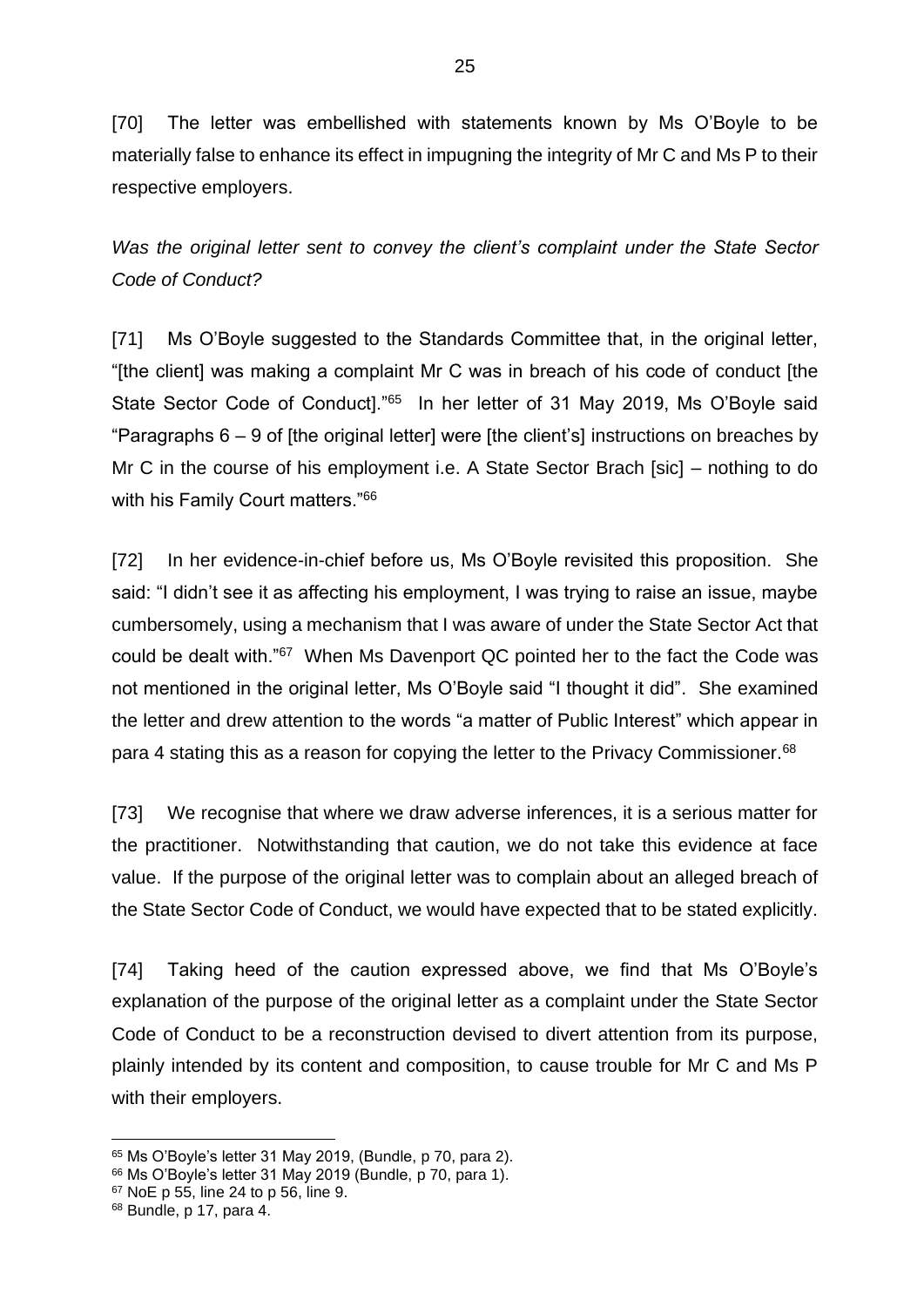[70] The letter was embellished with statements known by Ms O'Boyle to be materially false to enhance its effect in impugning the integrity of Mr C and Ms P to their respective employers.

*Was the original letter sent to convey the client's complaint under the State Sector Code of Conduct?*

[71] Ms O'Boyle suggested to the Standards Committee that, in the original letter, "[the client] was making a complaint Mr C was in breach of his code of conduct [the State Sector Code of Conduct]."[65] In her letter of 31 May 2019, Ms O'Boyle said "Paragraphs 6 – 9 of [the original letter] were [the client's] instructions on breaches by Mr C in the course of his employment i.e. A State Sector Brach [sic] – nothing to do with his Family Court matters."[66]

[72] In her evidence-in-chief before us, Ms O'Boyle revisited this proposition. She said: "I didn't see it as affecting his employment, I was trying to raise an issue, maybe cumbersomely, using a mechanism that I was aware of under the State Sector Act that could be dealt with."[67] When Ms Davenport QC pointed her to the fact the Code was not mentioned in the original letter, Ms O'Boyle said "I thought it did". She examined the letter and drew attention to the words "a matter of Public Interest" which appear in para 4 stating this as a reason for copying the letter to the Privacy Commissioner.[68]

[73] We recognise that where we draw adverse inferences, it is a serious matter for the practitioner. Notwithstanding that caution, we do not take this evidence at face value. If the purpose of the original letter was to complain about an alleged breach of the State Sector Code of Conduct, we would have expected that to be stated explicitly.

[74] Taking heed of the caution expressed above, we find that Ms O'Boyle's explanation of the purpose of the original letter as a complaint under the State Sector Code of Conduct to be a reconstruction devised to divert attention from its purpose, plainly intended by its content and composition, to cause trouble for Mr C and Ms P with their employers.

---

[65] Ms O'Boyle's letter 31 May 2019, (Bundle, p 70, para 2).

[66] Ms O'Boyle's letter 31 May 2019 (Bundle, p 70, para 1).

[67] NoE p 55, line 24 to p 56, line 9.

[68] Bundle, p 17, para 4.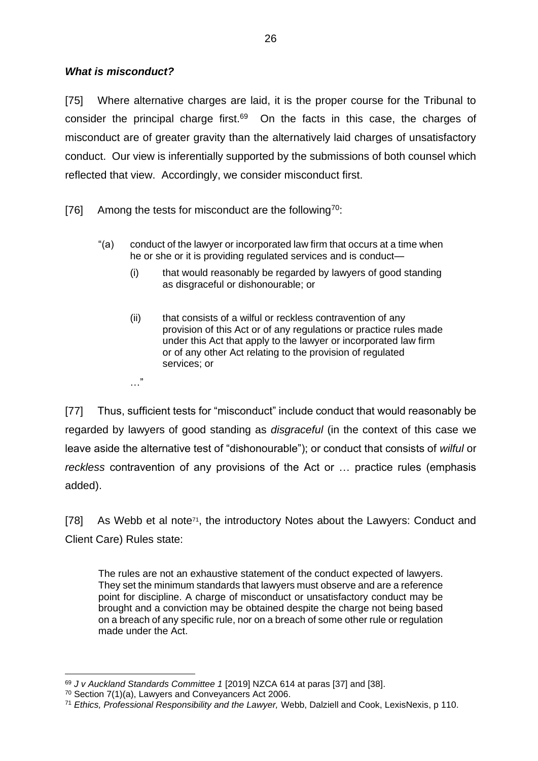### ***What is misconduct?***

[75] Where alternative charges are laid, it is the proper course for the Tribunal to consider the principal charge first.[69] On the facts in this case, the charges of misconduct are of greater gravity than the alternatively laid charges of unsatisfactory conduct. Our view is inferentially supported by the submissions of both counsel which reflected that view. Accordingly, we consider misconduct first.

[76] Among the tests for misconduct are the following[70]:

> "(a) conduct of the lawyer or incorporated law firm that occurs at a time when he or she or it is providing regulated services and is conduct—
>
> (i) that would reasonably be regarded by lawyers of good standing as disgraceful or dishonourable; or
>
> (ii) that consists of a wilful or reckless contravention of any provision of this Act or of any regulations or practice rules made under this Act that apply to the lawyer or incorporated law firm or of any other Act relating to the provision of regulated services; or
>
> …"

[77] Thus, sufficient tests for "misconduct" include conduct that would reasonably be regarded by lawyers of good standing as *disgraceful* (in the context of this case we leave aside the alternative test of "dishonourable"); or conduct that consists of *wilful* or *reckless* contravention of any provisions of the Act or … practice rules (emphasis added).

[78] As Webb et al note[71], the introductory Notes about the Lawyers: Conduct and Client Care) Rules state:

> The rules are not an exhaustive statement of the conduct expected of lawyers. They set the minimum standards that lawyers must observe and are a reference point for discipline. A charge of misconduct or unsatisfactory conduct may be brought and a conviction may be obtained despite the charge not being based on a breach of any specific rule, nor on a breach of some other rule or regulation made under the Act.

---

[69] *J v Auckland Standards Committee 1* [2019] NZCA 614 at paras [37] and [38].

[70] Section 7(1)(a), Lawyers and Conveyancers Act 2006.

[71] *Ethics, Professional Responsibility and the Lawyer,* Webb, Dalziell and Cook, LexisNexis, p 110.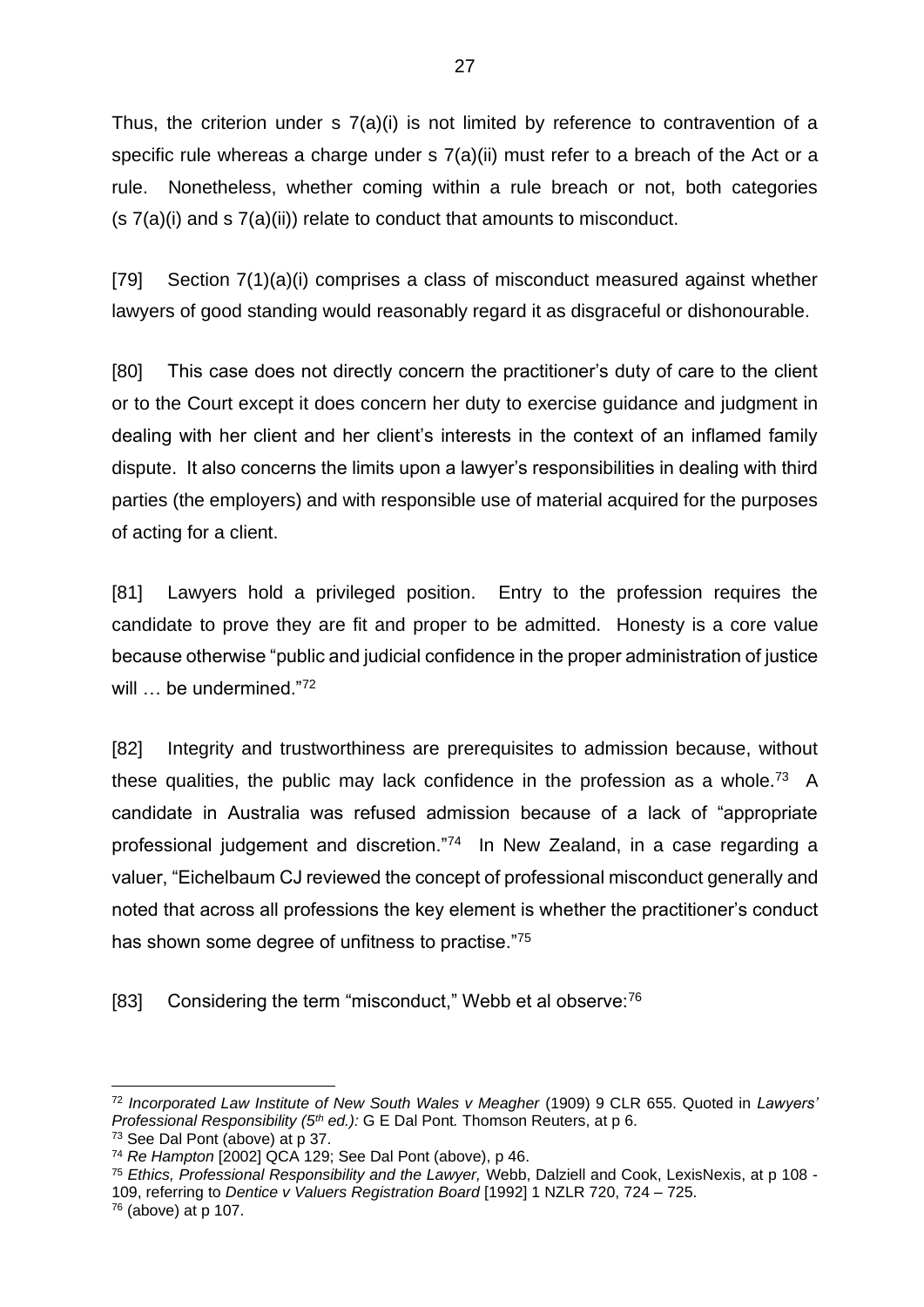Thus, the criterion under s 7(a)(i) is not limited by reference to contravention of a specific rule whereas a charge under s 7(a)(ii) must refer to a breach of the Act or a rule. Nonetheless, whether coming within a rule breach or not, both categories (s 7(a)(i) and s 7(a)(ii)) relate to conduct that amounts to misconduct.

[79] Section 7(1)(a)(i) comprises a class of misconduct measured against whether lawyers of good standing would reasonably regard it as disgraceful or dishonourable.

[80] This case does not directly concern the practitioner's duty of care to the client or to the Court except it does concern her duty to exercise guidance and judgment in dealing with her client and her client's interests in the context of an inflamed family dispute. It also concerns the limits upon a lawyer's responsibilities in dealing with third parties (the employers) and with responsible use of material acquired for the purposes of acting for a client.

[81] Lawyers hold a privileged position. Entry to the profession requires the candidate to prove they are fit and proper to be admitted. Honesty is a core value because otherwise "public and judicial confidence in the proper administration of justice will … be undermined."[72]

[82] Integrity and trustworthiness are prerequisites to admission because, without these qualities, the public may lack confidence in the profession as a whole.[73] A candidate in Australia was refused admission because of a lack of "appropriate professional judgement and discretion."[74] In New Zealand, in a case regarding a valuer, "Eichelbaum CJ reviewed the concept of professional misconduct generally and noted that across all professions the key element is whether the practitioner's conduct has shown some degree of unfitness to practise."[75]

[83] Considering the term "misconduct," Webb et al observe:[76]

---

[72] *Incorporated Law Institute of New South Wales v Meagher* (1909) 9 CLR 655. Quoted in *Lawyers' Professional Responsibility (5th ed.):* G E Dal Pont*.* Thomson Reuters, at p 6.

[73] See Dal Pont (above) at p 37.

[74] *Re Hampton* [2002] QCA 129; See Dal Pont (above), p 46.

[75] *Ethics, Professional Responsibility and the Lawyer,* Webb, Dalziell and Cook, LexisNexis, at p 108 - 109, referring to *Dentice v Valuers Registration Board* [1992] 1 NZLR 720, 724 – 725.

[76] (above) at p 107.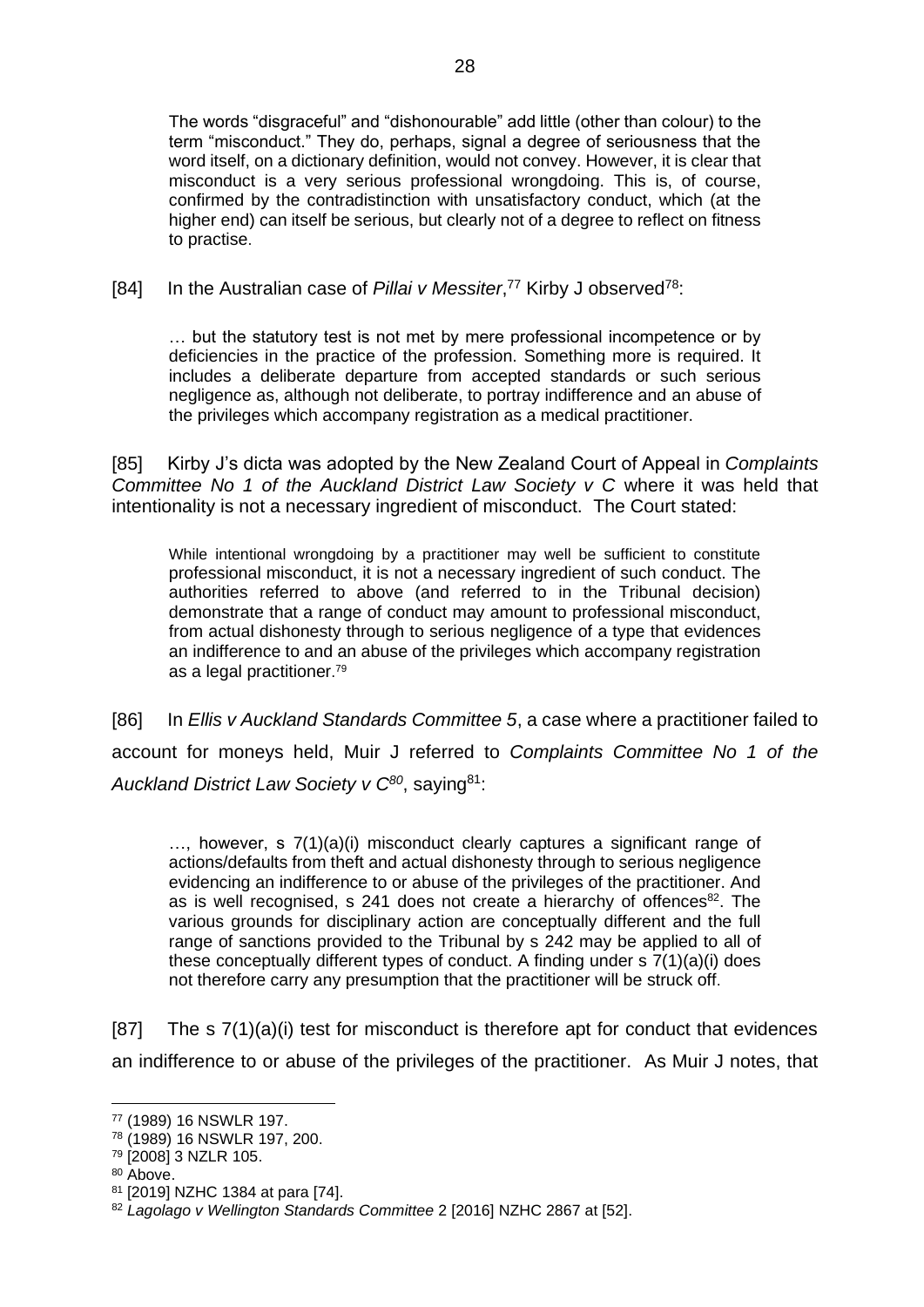> The words "disgraceful" and "dishonourable" add little (other than colour) to the term "misconduct." They do, perhaps, signal a degree of seriousness that the word itself, on a dictionary definition, would not convey. However, it is clear that misconduct is a very serious professional wrongdoing. This is, of course, confirmed by the contradistinction with unsatisfactory conduct, which (at the higher end) can itself be serious, but clearly not of a degree to reflect on fitness to practise.

[84] In the Australian case of *Pillai v Messiter*,[77] Kirby J observed[78]:

> … but the statutory test is not met by mere professional incompetence or by deficiencies in the practice of the profession. Something more is required. It includes a deliberate departure from accepted standards or such serious negligence as, although not deliberate, to portray indifference and an abuse of the privileges which accompany registration as a medical practitioner.

[85] Kirby J's dicta was adopted by the New Zealand Court of Appeal in *Complaints Committee No 1 of the Auckland District Law Society v C* where it was held that intentionality is not a necessary ingredient of misconduct. The Court stated:

> While intentional wrongdoing by a practitioner may well be sufficient to constitute professional misconduct, it is not a necessary ingredient of such conduct. The authorities referred to above (and referred to in the Tribunal decision) demonstrate that a range of conduct may amount to professional misconduct, from actual dishonesty through to serious negligence of a type that evidences an indifference to and an abuse of the privileges which accompany registration as a legal practitioner.[79]

[86] In *Ellis v Auckland Standards Committee 5*, a case where a practitioner failed to account for moneys held, Muir J referred to *Complaints Committee No 1 of the Auckland District Law Society v C*[80], saying[81]:

> …, however, s 7(1)(a)(i) misconduct clearly captures a significant range of actions/defaults from theft and actual dishonesty through to serious negligence evidencing an indifference to or abuse of the privileges of the practitioner. And as is well recognised, s 241 does not create a hierarchy of offences[82]. The various grounds for disciplinary action are conceptually different and the full range of sanctions provided to the Tribunal by s 242 may be applied to all of these conceptually different types of conduct. A finding under s 7(1)(a)(i) does not therefore carry any presumption that the practitioner will be struck off.

[87] The s 7(1)(a)(i) test for misconduct is therefore apt for conduct that evidences an indifference to or abuse of the privileges of the practitioner. As Muir J notes, that

---

[77] (1989) 16 NSWLR 197.

[78] (1989) 16 NSWLR 197, 200.

[79] [2008] 3 NZLR 105.

[80] Above.

[81] [2019] NZHC 1384 at para [74].

[82] *Lagolago v Wellington Standards Committee* 2 [2016] NZHC 2867 at [52].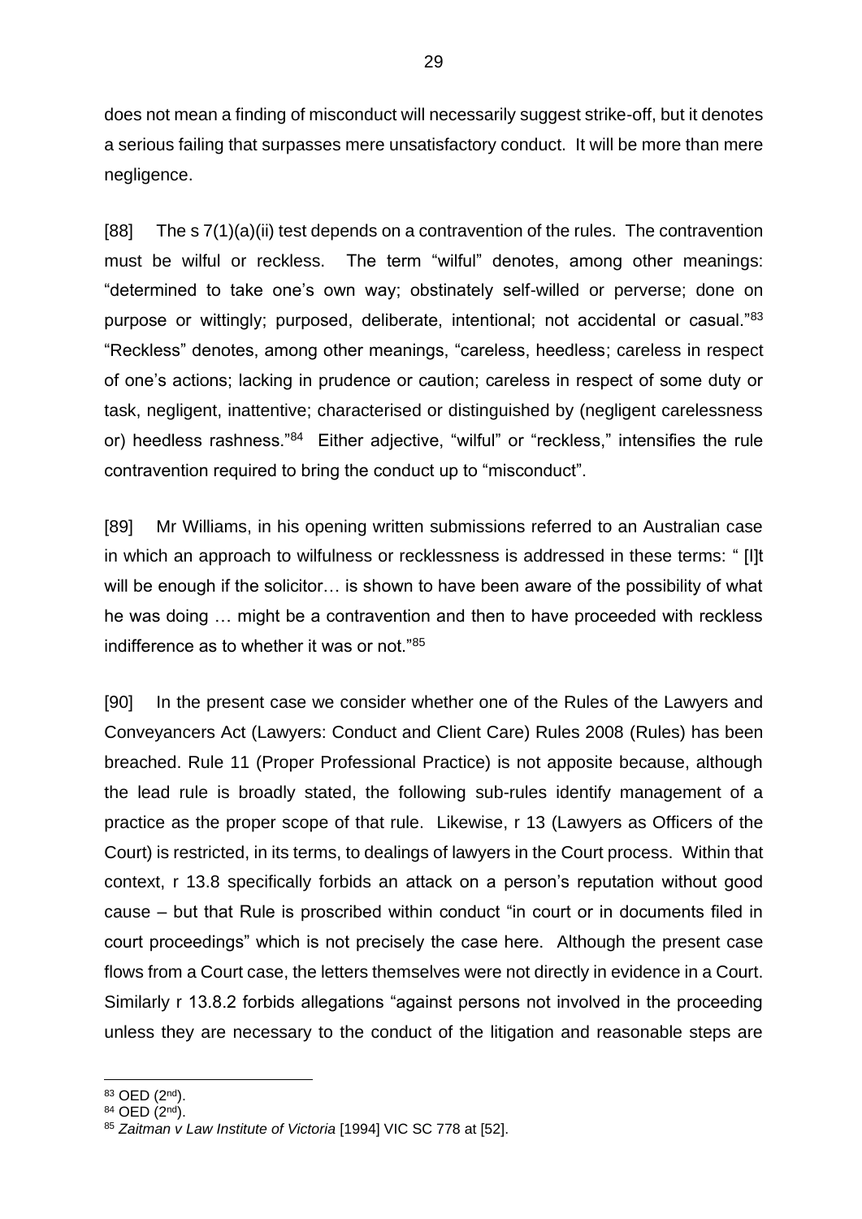does not mean a finding of misconduct will necessarily suggest strike-off, but it denotes a serious failing that surpasses mere unsatisfactory conduct. It will be more than mere negligence.

[88] The s 7(1)(a)(ii) test depends on a contravention of the rules. The contravention must be wilful or reckless. The term "wilful" denotes, among other meanings: "determined to take one's own way; obstinately self-willed or perverse; done on purpose or wittingly; purposed, deliberate, intentional; not accidental or casual."[83] "Reckless" denotes, among other meanings, "careless, heedless; careless in respect of one's actions; lacking in prudence or caution; careless in respect of some duty or task, negligent, inattentive; characterised or distinguished by (negligent carelessness or) heedless rashness."[84] Either adjective, "wilful" or "reckless," intensifies the rule contravention required to bring the conduct up to "misconduct".

[89] Mr Williams, in his opening written submissions referred to an Australian case in which an approach to wilfulness or recklessness is addressed in these terms: " [I]t will be enough if the solicitor… is shown to have been aware of the possibility of what he was doing … might be a contravention and then to have proceeded with reckless indifference as to whether it was or not."[85]

[90] In the present case we consider whether one of the Rules of the Lawyers and Conveyancers Act (Lawyers: Conduct and Client Care) Rules 2008 (Rules) has been breached. Rule 11 (Proper Professional Practice) is not apposite because, although the lead rule is broadly stated, the following sub-rules identify management of a practice as the proper scope of that rule. Likewise, r 13 (Lawyers as Officers of the Court) is restricted, in its terms, to dealings of lawyers in the Court process. Within that context, r 13.8 specifically forbids an attack on a person's reputation without good cause – but that Rule is proscribed within conduct "in court or in documents filed in court proceedings" which is not precisely the case here. Although the present case flows from a Court case, the letters themselves were not directly in evidence in a Court. Similarly r 13.8.2 forbids allegations "against persons not involved in the proceeding unless they are necessary to the conduct of the litigation and reasonable steps are

---

[83] OED (2nd).

[84] OED (2nd).

[85] *Zaitman v Law Institute of Victoria* [1994] VIC SC 778 at [52].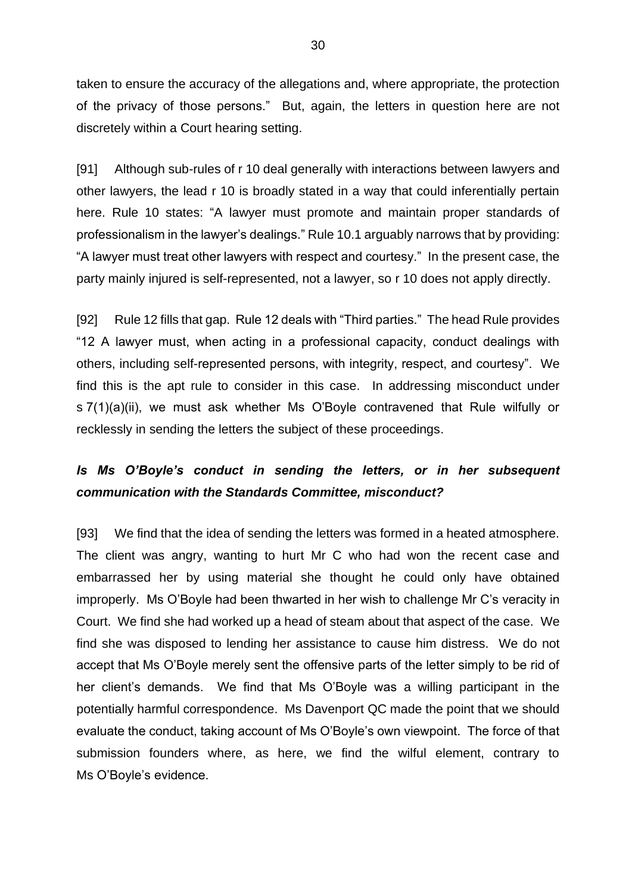taken to ensure the accuracy of the allegations and, where appropriate, the protection of the privacy of those persons." But, again, the letters in question here are not discretely within a Court hearing setting.

[91] Although sub-rules of r 10 deal generally with interactions between lawyers and other lawyers, the lead r 10 is broadly stated in a way that could inferentially pertain here. Rule 10 states: "A lawyer must promote and maintain proper standards of professionalism in the lawyer's dealings." Rule 10.1 arguably narrows that by providing: "A lawyer must treat other lawyers with respect and courtesy." In the present case, the party mainly injured is self-represented, not a lawyer, so r 10 does not apply directly.

[92] Rule 12 fills that gap. Rule 12 deals with "Third parties." The head Rule provides "12 A lawyer must, when acting in a professional capacity, conduct dealings with others, including self-represented persons, with integrity, respect, and courtesy". We find this is the apt rule to consider in this case. In addressing misconduct under s 7(1)(a)(ii), we must ask whether Ms O'Boyle contravened that Rule wilfully or recklessly in sending the letters the subject of these proceedings.

### *Is Ms O'Boyle's conduct in sending the letters, or in her subsequent communication with the Standards Committee, misconduct?*

[93] We find that the idea of sending the letters was formed in a heated atmosphere. The client was angry, wanting to hurt Mr C who had won the recent case and embarrassed her by using material she thought he could only have obtained improperly. Ms O'Boyle had been thwarted in her wish to challenge Mr C's veracity in Court. We find she had worked up a head of steam about that aspect of the case. We find she was disposed to lending her assistance to cause him distress. We do not accept that Ms O'Boyle merely sent the offensive parts of the letter simply to be rid of her client's demands. We find that Ms O'Boyle was a willing participant in the potentially harmful correspondence. Ms Davenport QC made the point that we should evaluate the conduct, taking account of Ms O'Boyle's own viewpoint. The force of that submission founders where, as here, we find the wilful element, contrary to Ms O'Boyle's evidence.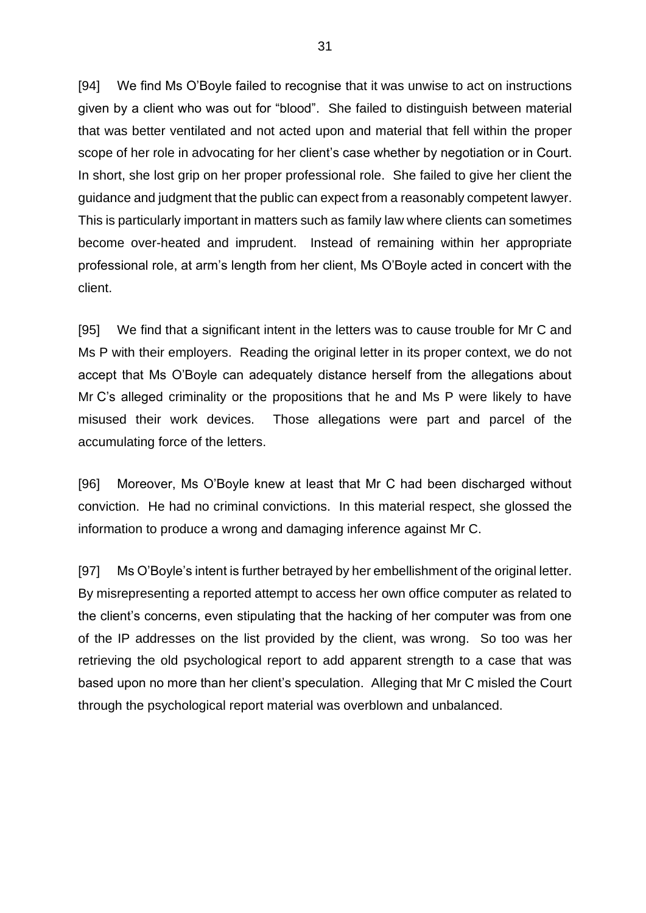[94] We find Ms O'Boyle failed to recognise that it was unwise to act on instructions given by a client who was out for "blood". She failed to distinguish between material that was better ventilated and not acted upon and material that fell within the proper scope of her role in advocating for her client's case whether by negotiation or in Court. In short, she lost grip on her proper professional role. She failed to give her client the guidance and judgment that the public can expect from a reasonably competent lawyer. This is particularly important in matters such as family law where clients can sometimes become over-heated and imprudent. Instead of remaining within her appropriate professional role, at arm's length from her client, Ms O'Boyle acted in concert with the client.

[95] We find that a significant intent in the letters was to cause trouble for Mr C and Ms P with their employers. Reading the original letter in its proper context, we do not accept that Ms O'Boyle can adequately distance herself from the allegations about Mr C's alleged criminality or the propositions that he and Ms P were likely to have misused their work devices. Those allegations were part and parcel of the accumulating force of the letters.

[96] Moreover, Ms O'Boyle knew at least that Mr C had been discharged without conviction. He had no criminal convictions. In this material respect, she glossed the information to produce a wrong and damaging inference against Mr C.

[97] Ms O'Boyle's intent is further betrayed by her embellishment of the original letter. By misrepresenting a reported attempt to access her own office computer as related to the client's concerns, even stipulating that the hacking of her computer was from one of the IP addresses on the list provided by the client, was wrong. So too was her retrieving the old psychological report to add apparent strength to a case that was based upon no more than her client's speculation. Alleging that Mr C misled the Court through the psychological report material was overblown and unbalanced.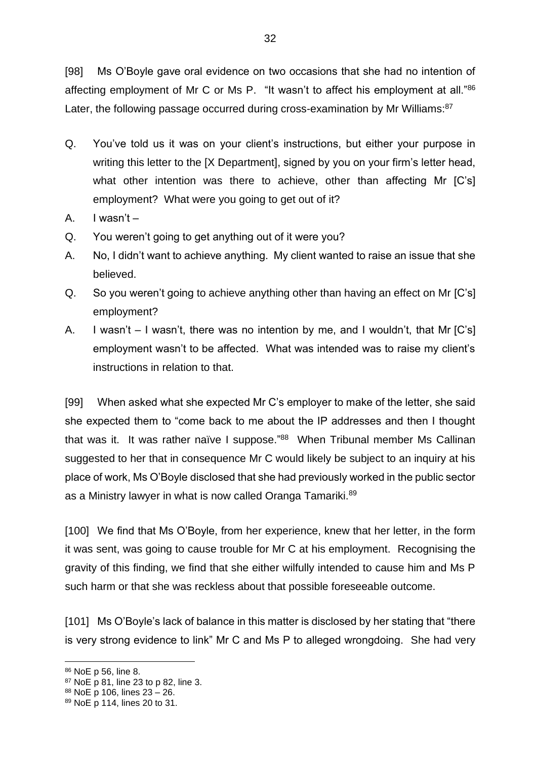[98] Ms O'Boyle gave oral evidence on two occasions that she had no intention of affecting employment of Mr C or Ms P. "It wasn't to affect his employment at all."[86] Later, the following passage occurred during cross-examination by Mr Williams:[87]

Q. You've told us it was on your client's instructions, but either your purpose in writing this letter to the [X Department], signed by you on your firm's letter head, what other intention was there to achieve, other than affecting Mr [C's] employment? What were you going to get out of it?

A. I wasn't –

Q. You weren't going to get anything out of it were you?

A. No, I didn't want to achieve anything. My client wanted to raise an issue that she believed.

Q. So you weren't going to achieve anything other than having an effect on Mr [C's] employment?

A. I wasn't – I wasn't, there was no intention by me, and I wouldn't, that Mr [C's] employment wasn't to be affected. What was intended was to raise my client's instructions in relation to that.

[99] When asked what she expected Mr C's employer to make of the letter, she said she expected them to "come back to me about the IP addresses and then I thought that was it. It was rather naïve I suppose."[88] When Tribunal member Ms Callinan suggested to her that in consequence Mr C would likely be subject to an inquiry at his place of work, Ms O'Boyle disclosed that she had previously worked in the public sector as a Ministry lawyer in what is now called Oranga Tamariki.[89]

[100] We find that Ms O'Boyle, from her experience, knew that her letter, in the form it was sent, was going to cause trouble for Mr C at his employment. Recognising the gravity of this finding, we find that she either wilfully intended to cause him and Ms P such harm or that she was reckless about that possible foreseeable outcome.

[101] Ms O'Boyle's lack of balance in this matter is disclosed by her stating that "there is very strong evidence to link" Mr C and Ms P to alleged wrongdoing. She had very

---

[86] NoE p 56, line 8.

[87] NoE p 81, line 23 to p 82, line 3.

[88] NoE p 106, lines 23 – 26.

[89] NoE p 114, lines 20 to 31.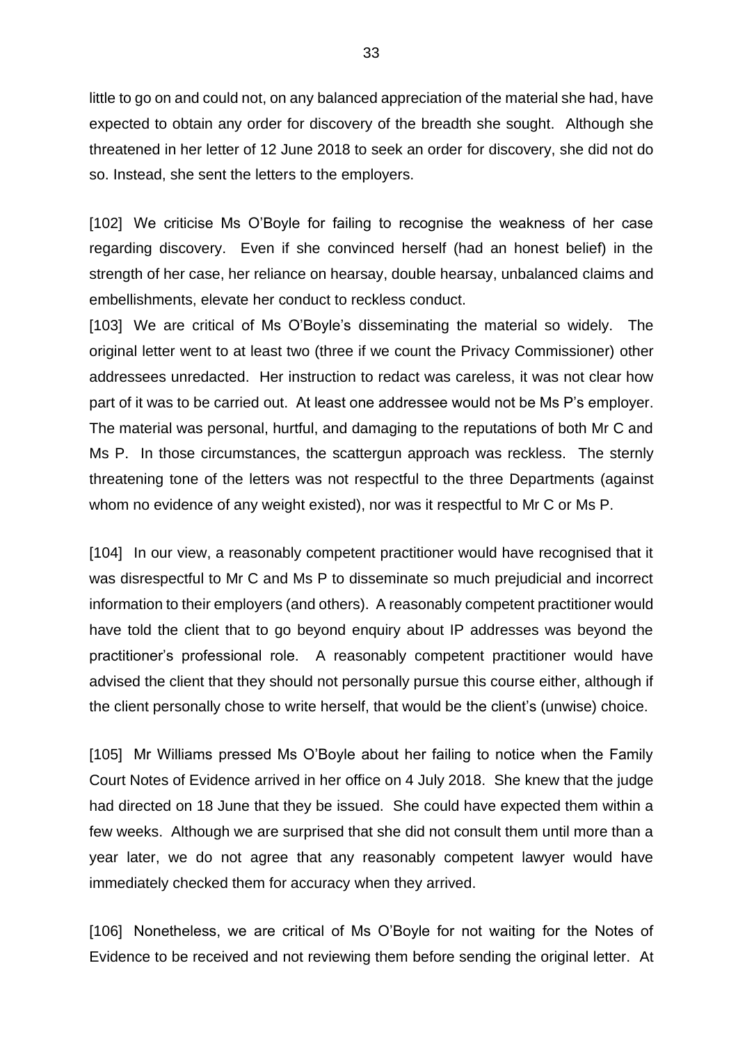little to go on and could not, on any balanced appreciation of the material she had, have expected to obtain any order for discovery of the breadth she sought. Although she threatened in her letter of 12 June 2018 to seek an order for discovery, she did not do so. Instead, she sent the letters to the employers.

[102] We criticise Ms O'Boyle for failing to recognise the weakness of her case regarding discovery. Even if she convinced herself (had an honest belief) in the strength of her case, her reliance on hearsay, double hearsay, unbalanced claims and embellishments, elevate her conduct to reckless conduct.

[103] We are critical of Ms O'Boyle's disseminating the material so widely. The original letter went to at least two (three if we count the Privacy Commissioner) other addressees unredacted. Her instruction to redact was careless, it was not clear how part of it was to be carried out. At least one addressee would not be Ms P's employer. The material was personal, hurtful, and damaging to the reputations of both Mr C and Ms P. In those circumstances, the scattergun approach was reckless. The sternly threatening tone of the letters was not respectful to the three Departments (against whom no evidence of any weight existed), nor was it respectful to Mr C or Ms P.

[104] In our view, a reasonably competent practitioner would have recognised that it was disrespectful to Mr C and Ms P to disseminate so much prejudicial and incorrect information to their employers (and others). A reasonably competent practitioner would have told the client that to go beyond enquiry about IP addresses was beyond the practitioner's professional role. A reasonably competent practitioner would have advised the client that they should not personally pursue this course either, although if the client personally chose to write herself, that would be the client's (unwise) choice.

[105] Mr Williams pressed Ms O'Boyle about her failing to notice when the Family Court Notes of Evidence arrived in her office on 4 July 2018. She knew that the judge had directed on 18 June that they be issued. She could have expected them within a few weeks. Although we are surprised that she did not consult them until more than a year later, we do not agree that any reasonably competent lawyer would have immediately checked them for accuracy when they arrived.

[106] Nonetheless, we are critical of Ms O'Boyle for not waiting for the Notes of Evidence to be received and not reviewing them before sending the original letter. At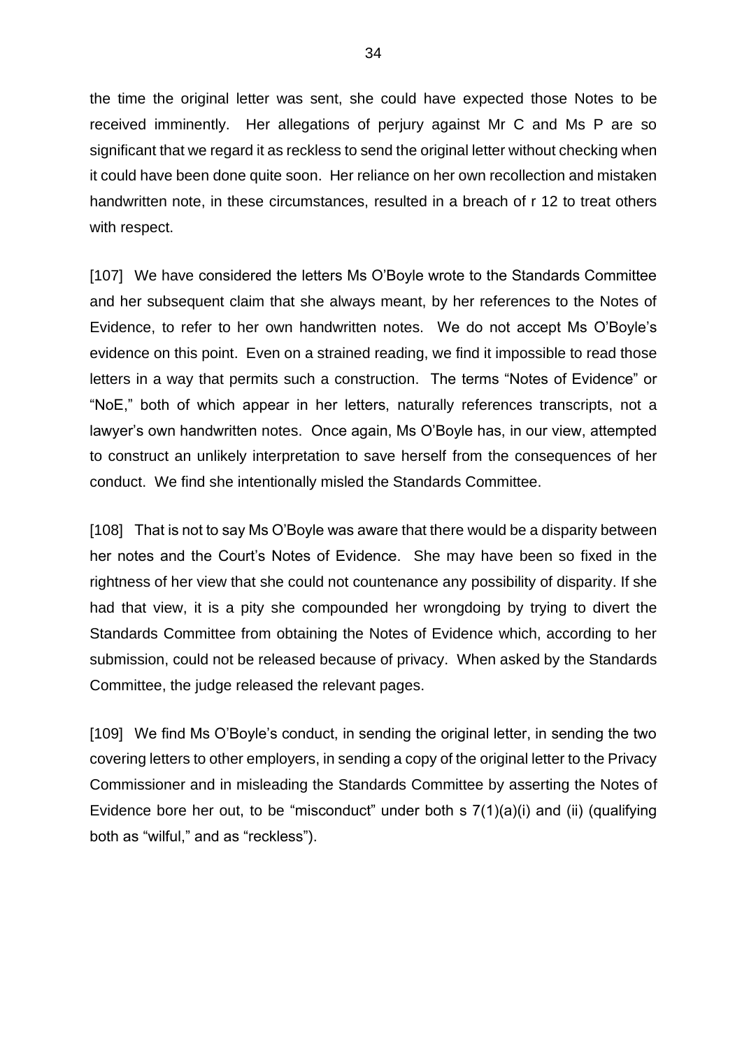the time the original letter was sent, she could have expected those Notes to be received imminently. Her allegations of perjury against Mr C and Ms P are so significant that we regard it as reckless to send the original letter without checking when it could have been done quite soon. Her reliance on her own recollection and mistaken handwritten note, in these circumstances, resulted in a breach of r 12 to treat others with respect.

[107] We have considered the letters Ms O'Boyle wrote to the Standards Committee and her subsequent claim that she always meant, by her references to the Notes of Evidence, to refer to her own handwritten notes. We do not accept Ms O'Boyle's evidence on this point. Even on a strained reading, we find it impossible to read those letters in a way that permits such a construction. The terms "Notes of Evidence" or "NoE," both of which appear in her letters, naturally references transcripts, not a lawyer's own handwritten notes. Once again, Ms O'Boyle has, in our view, attempted to construct an unlikely interpretation to save herself from the consequences of her conduct. We find she intentionally misled the Standards Committee.

[108] That is not to say Ms O'Boyle was aware that there would be a disparity between her notes and the Court's Notes of Evidence. She may have been so fixed in the rightness of her view that she could not countenance any possibility of disparity. If she had that view, it is a pity she compounded her wrongdoing by trying to divert the Standards Committee from obtaining the Notes of Evidence which, according to her submission, could not be released because of privacy. When asked by the Standards Committee, the judge released the relevant pages.

[109] We find Ms O'Boyle's conduct, in sending the original letter, in sending the two covering letters to other employers, in sending a copy of the original letter to the Privacy Commissioner and in misleading the Standards Committee by asserting the Notes of Evidence bore her out, to be "misconduct" under both s 7(1)(a)(i) and (ii) (qualifying both as "wilful," and as "reckless").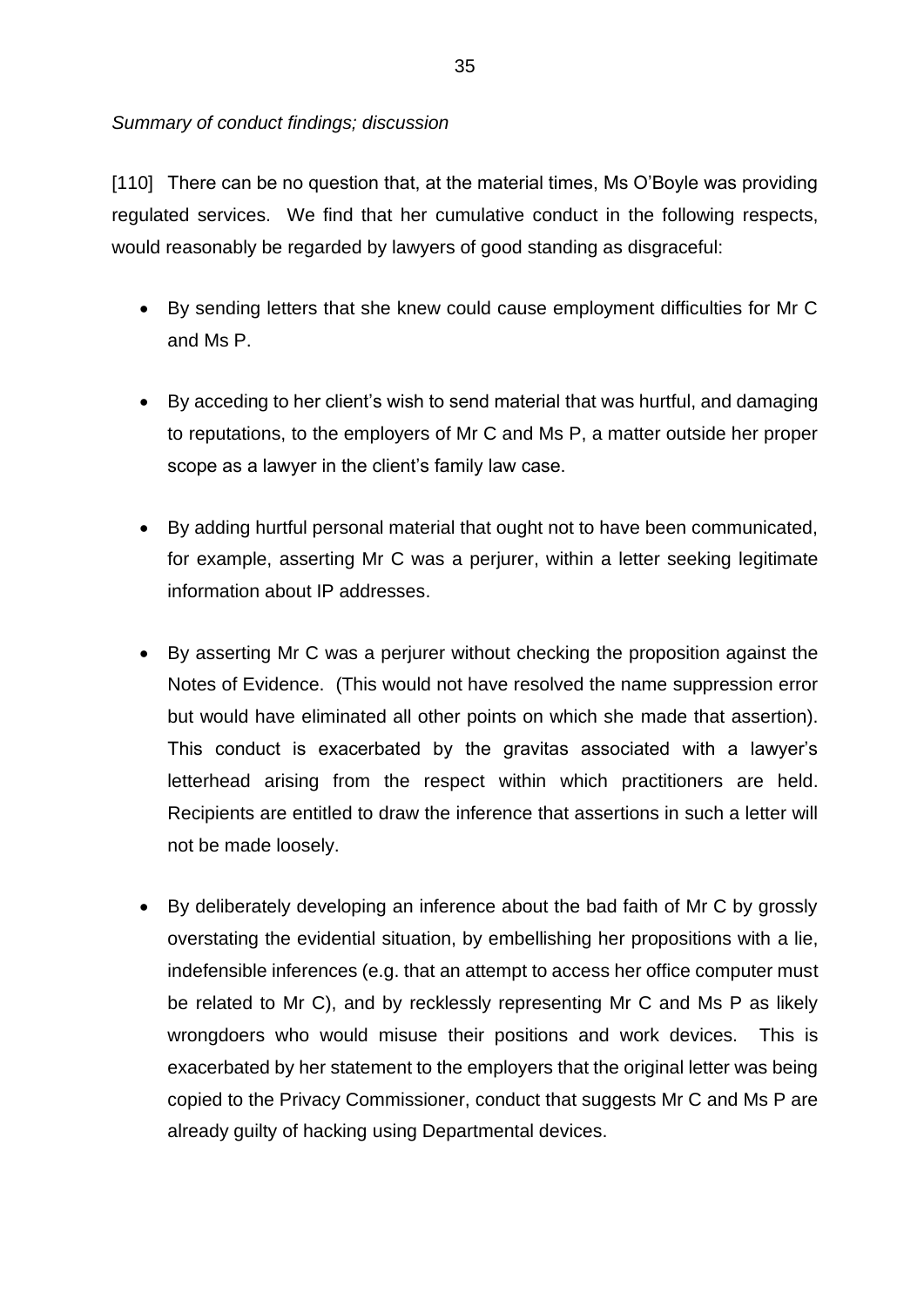*Summary of conduct findings; discussion*

[110] There can be no question that, at the material times, Ms O'Boyle was providing regulated services. We find that her cumulative conduct in the following respects, would reasonably be regarded by lawyers of good standing as disgraceful:

- By sending letters that she knew could cause employment difficulties for Mr C and Ms P.

- By acceding to her client's wish to send material that was hurtful, and damaging to reputations, to the employers of Mr C and Ms P, a matter outside her proper scope as a lawyer in the client's family law case.

- By adding hurtful personal material that ought not to have been communicated, for example, asserting Mr C was a perjurer, within a letter seeking legitimate information about IP addresses.

- By asserting Mr C was a perjurer without checking the proposition against the Notes of Evidence. (This would not have resolved the name suppression error but would have eliminated all other points on which she made that assertion). This conduct is exacerbated by the gravitas associated with a lawyer's letterhead arising from the respect within which practitioners are held. Recipients are entitled to draw the inference that assertions in such a letter will not be made loosely.

- By deliberately developing an inference about the bad faith of Mr C by grossly overstating the evidential situation, by embellishing her propositions with a lie, indefensible inferences (e.g. that an attempt to access her office computer must be related to Mr C), and by recklessly representing Mr C and Ms P as likely wrongdoers who would misuse their positions and work devices. This is exacerbated by her statement to the employers that the original letter was being copied to the Privacy Commissioner, conduct that suggests Mr C and Ms P are already guilty of hacking using Departmental devices.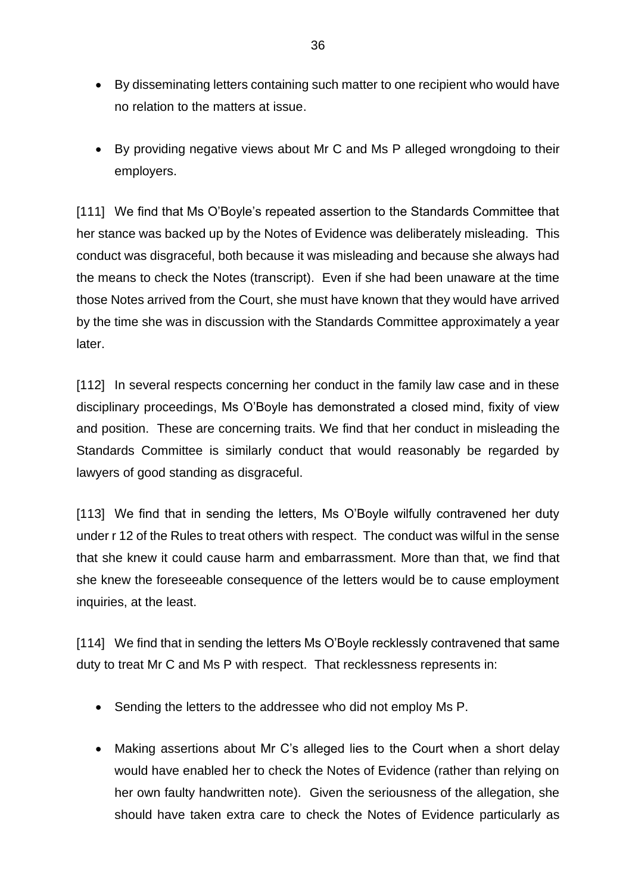- By disseminating letters containing such matter to one recipient who would have no relation to the matters at issue.

- By providing negative views about Mr C and Ms P alleged wrongdoing to their employers.

[111] We find that Ms O'Boyle's repeated assertion to the Standards Committee that her stance was backed up by the Notes of Evidence was deliberately misleading. This conduct was disgraceful, both because it was misleading and because she always had the means to check the Notes (transcript). Even if she had been unaware at the time those Notes arrived from the Court, she must have known that they would have arrived by the time she was in discussion with the Standards Committee approximately a year later.

[112] In several respects concerning her conduct in the family law case and in these disciplinary proceedings, Ms O'Boyle has demonstrated a closed mind, fixity of view and position. These are concerning traits. We find that her conduct in misleading the Standards Committee is similarly conduct that would reasonably be regarded by lawyers of good standing as disgraceful.

[113] We find that in sending the letters, Ms O'Boyle wilfully contravened her duty under r 12 of the Rules to treat others with respect. The conduct was wilful in the sense that she knew it could cause harm and embarrassment. More than that, we find that she knew the foreseeable consequence of the letters would be to cause employment inquiries, at the least.

[114] We find that in sending the letters Ms O'Boyle recklessly contravened that same duty to treat Mr C and Ms P with respect. That recklessness represents in:

- Sending the letters to the addressee who did not employ Ms P.

- Making assertions about Mr C's alleged lies to the Court when a short delay would have enabled her to check the Notes of Evidence (rather than relying on her own faulty handwritten note). Given the seriousness of the allegation, she should have taken extra care to check the Notes of Evidence particularly as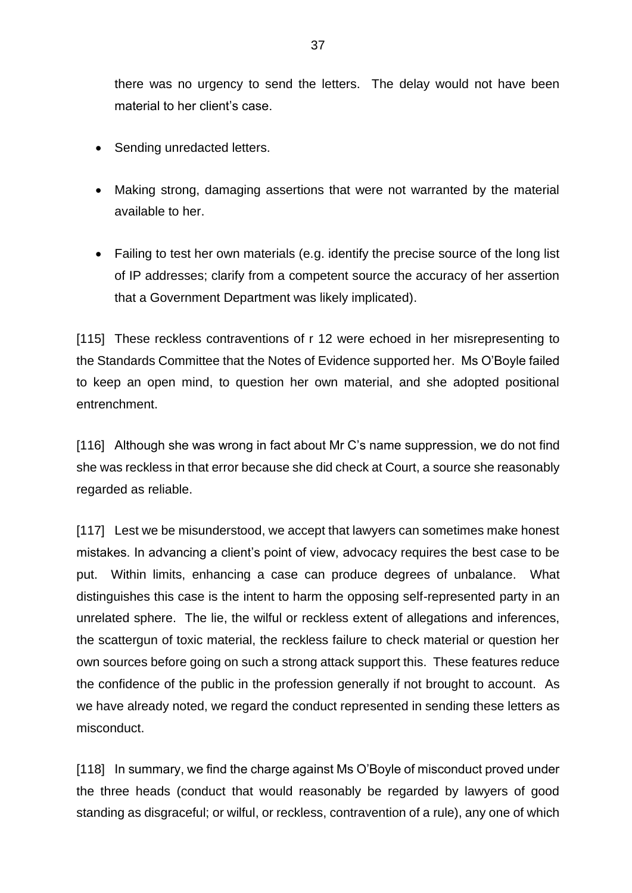there was no urgency to send the letters. The delay would not have been material to her client's case.

- Sending unredacted letters.
- Making strong, damaging assertions that were not warranted by the material available to her.
- Failing to test her own materials (e.g. identify the precise source of the long list of IP addresses; clarify from a competent source the accuracy of her assertion that a Government Department was likely implicated).

[115] These reckless contraventions of r 12 were echoed in her misrepresenting to the Standards Committee that the Notes of Evidence supported her. Ms O'Boyle failed to keep an open mind, to question her own material, and she adopted positional entrenchment.

[116] Although she was wrong in fact about Mr C's name suppression, we do not find she was reckless in that error because she did check at Court, a source she reasonably regarded as reliable.

[117] Lest we be misunderstood, we accept that lawyers can sometimes make honest mistakes. In advancing a client's point of view, advocacy requires the best case to be put. Within limits, enhancing a case can produce degrees of unbalance. What distinguishes this case is the intent to harm the opposing self-represented party in an unrelated sphere. The lie, the wilful or reckless extent of allegations and inferences, the scattergun of toxic material, the reckless failure to check material or question her own sources before going on such a strong attack support this. These features reduce the confidence of the public in the profession generally if not brought to account. As we have already noted, we regard the conduct represented in sending these letters as misconduct.

[118] In summary, we find the charge against Ms O'Boyle of misconduct proved under the three heads (conduct that would reasonably be regarded by lawyers of good standing as disgraceful; or wilful, or reckless, contravention of a rule), any one of which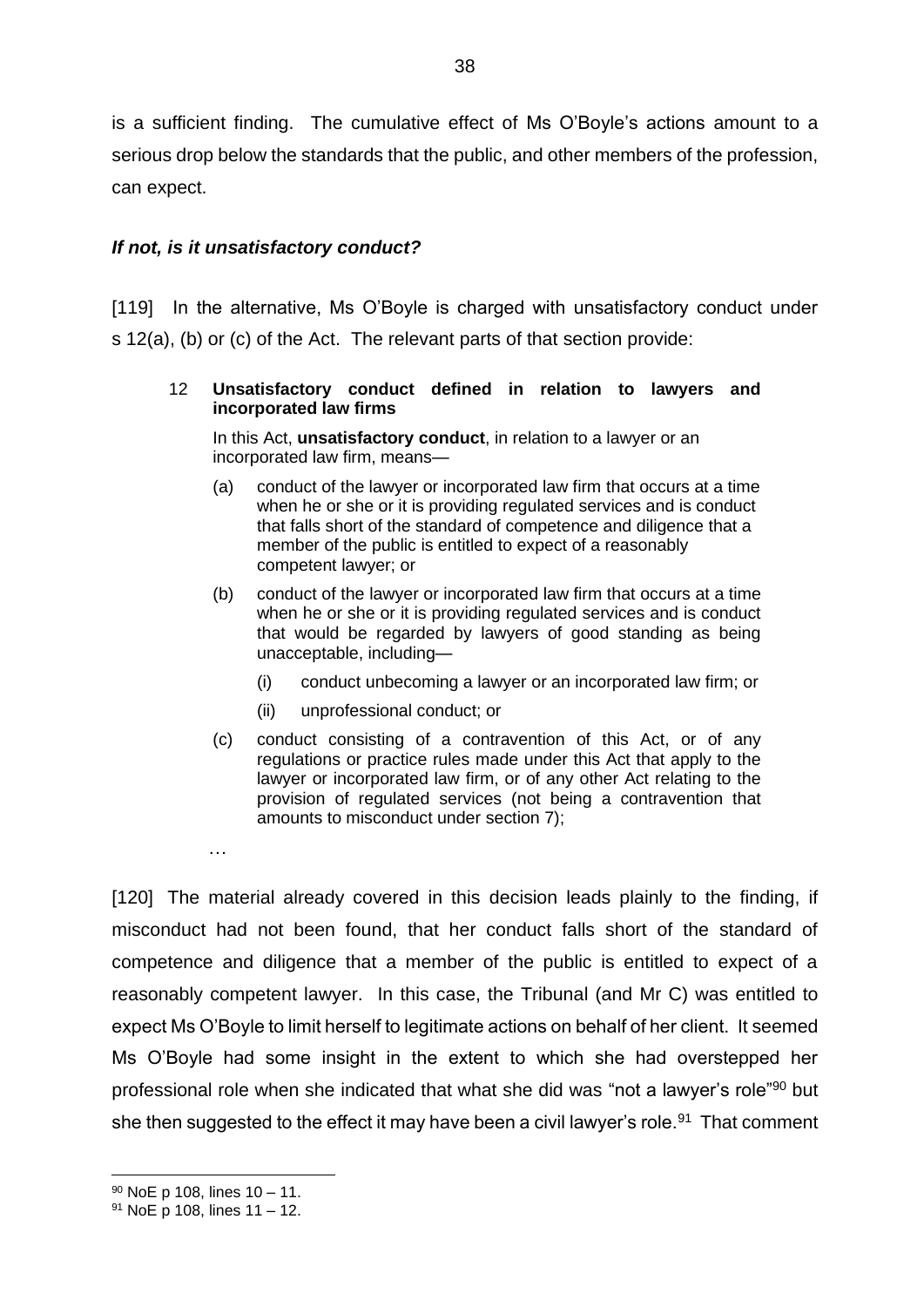is a sufficient finding. The cumulative effect of Ms O'Boyle's actions amount to a serious drop below the standards that the public, and other members of the profession, can expect.

***If not, is it unsatisfactory conduct?***

[119] In the alternative, Ms O'Boyle is charged with unsatisfactory conduct under s 12(a), (b) or (c) of the Act. The relevant parts of that section provide:

> 12 **Unsatisfactory conduct defined in relation to lawyers and incorporated law firms**
>
> In this Act, **unsatisfactory conduct**, in relation to a lawyer or an incorporated law firm, means—
>
> (a) conduct of the lawyer or incorporated law firm that occurs at a time when he or she or it is providing regulated services and is conduct that falls short of the standard of competence and diligence that a member of the public is entitled to expect of a reasonably competent lawyer; or
>
> (b) conduct of the lawyer or incorporated law firm that occurs at a time when he or she or it is providing regulated services and is conduct that would be regarded by lawyers of good standing as being unacceptable, including—
>
> (i) conduct unbecoming a lawyer or an incorporated law firm; or
>
> (ii) unprofessional conduct; or
>
> (c) conduct consisting of a contravention of this Act, or of any regulations or practice rules made under this Act that apply to the lawyer or incorporated law firm, or of any other Act relating to the provision of regulated services (not being a contravention that amounts to misconduct under section 7);
>
> …

[120] The material already covered in this decision leads plainly to the finding, if misconduct had not been found, that her conduct falls short of the standard of competence and diligence that a member of the public is entitled to expect of a reasonably competent lawyer. In this case, the Tribunal (and Mr C) was entitled to expect Ms O'Boyle to limit herself to legitimate actions on behalf of her client. It seemed Ms O'Boyle had some insight in the extent to which she had overstepped her professional role when she indicated that what she did was "not a lawyer's role"[90] but she then suggested to the effect it may have been a civil lawyer's role.[91] That comment

[90] NoE p 108, lines 10 – 11.

[91] NoE p 108, lines 11 – 12.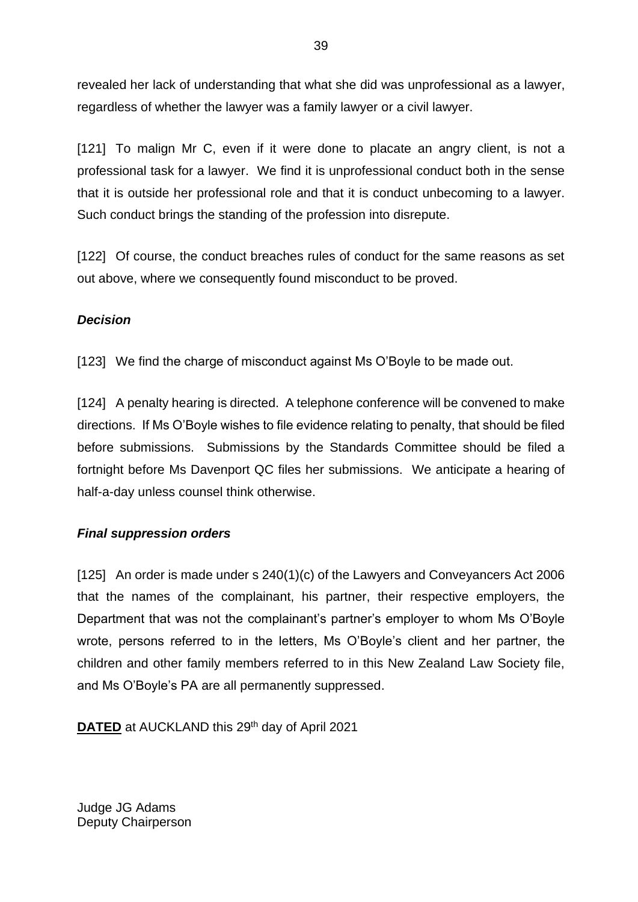revealed her lack of understanding that what she did was unprofessional as a lawyer, regardless of whether the lawyer was a family lawyer or a civil lawyer.

[121] To malign Mr C, even if it were done to placate an angry client, is not a professional task for a lawyer. We find it is unprofessional conduct both in the sense that it is outside her professional role and that it is conduct unbecoming to a lawyer. Such conduct brings the standing of the profession into disrepute.

[122] Of course, the conduct breaches rules of conduct for the same reasons as set out above, where we consequently found misconduct to be proved.

### *Decision*

[123] We find the charge of misconduct against Ms O'Boyle to be made out.

[124] A penalty hearing is directed. A telephone conference will be convened to make directions. If Ms O'Boyle wishes to file evidence relating to penalty, that should be filed before submissions. Submissions by the Standards Committee should be filed a fortnight before Ms Davenport QC files her submissions. We anticipate a hearing of half-a-day unless counsel think otherwise.

### *Final suppression orders*

[125] An order is made under s 240(1)(c) of the Lawyers and Conveyancers Act 2006 that the names of the complainant, his partner, their respective employers, the Department that was not the complainant's partner's employer to whom Ms O'Boyle wrote, persons referred to in the letters, Ms O'Boyle's client and her partner, the children and other family members referred to in this New Zealand Law Society file, and Ms O'Boyle's PA are all permanently suppressed.

**DATED** at AUCKLAND this 29th day of April 2021

Judge JG Adams
Deputy Chairperson